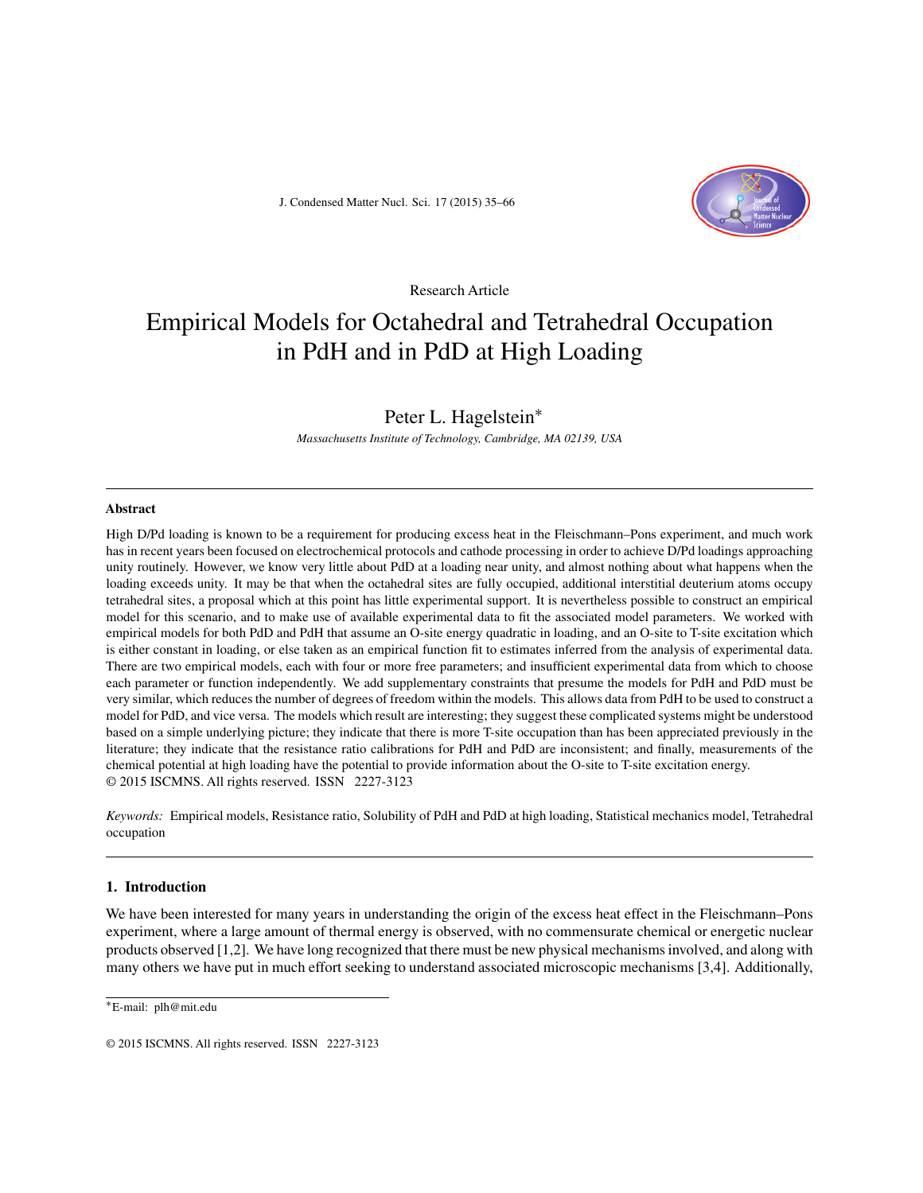Research Article

# Empirical Models for Octahedral and Tetrahedral Occupation in PdH and in PdD at High Loading

Peter L. Hagelstein*

*Massachusetts Institute of Technology, Cambridge, MA 02139, USA*

---

### Abstract

High D/Pd loading is known to be a requirement for producing excess heat in the Fleischmann–Pons experiment, and much work has in recent years been focused on electrochemical protocols and cathode processing in order to achieve D/Pd loadings approaching unity routinely. However, we know very little about PdD at a loading near unity, and almost nothing about what happens when the loading exceeds unity. It may be that when the octahedral sites are fully occupied, additional interstitial deuterium atoms occupy tetrahedral sites, a proposal which at this point has little experimental support. It is nevertheless possible to construct an empirical model for this scenario, and to make use of available experimental data to fit the associated model parameters. We worked with empirical models for both PdD and PdH that assume an O-site energy quadratic in loading, and an O-site to T-site excitation which is either constant in loading, or else taken as an empirical function fit to estimates inferred from the analysis of experimental data. There are two empirical models, each with four or more free parameters; and insufficient experimental data from which to choose each parameter or function independently. We add supplementary constraints that presume the models for PdH and PdD must be very similar, which reduces the number of degrees of freedom within the models. This allows data from PdH to be used to construct a model for PdD, and vice versa. The models which result are interesting; they suggest these complicated systems might be understood based on a simple underlying picture; they indicate that there is more T-site occupation than has been appreciated previously in the literature; they indicate that the resistance ratio calibrations for PdH and PdD are inconsistent; and finally, measurements of the chemical potential at high loading have the potential to provide information about the O-site to T-site excitation energy.
© 2015 ISCMNS. All rights reserved. ISSN 2227-3123

*Keywords:* Empirical models, Resistance ratio, Solubility of PdH and PdD at high loading, Statistical mechanics model, Tetrahedral occupation

---

## 1. Introduction

We have been interested for many years in understanding the origin of the excess heat effect in the Fleischmann–Pons experiment, where a large amount of thermal energy is observed, with no commensurate chemical or energetic nuclear products observed [1,2]. We have long recognized that there must be new physical mechanisms involved, and along with many others we have put in much effort seeking to understand associated microscopic mechanisms [3,4]. Additionally,

---

*E-mail: plh@mit.edu

© 2015 ISCMNS. All rights reserved. ISSN 2227-3123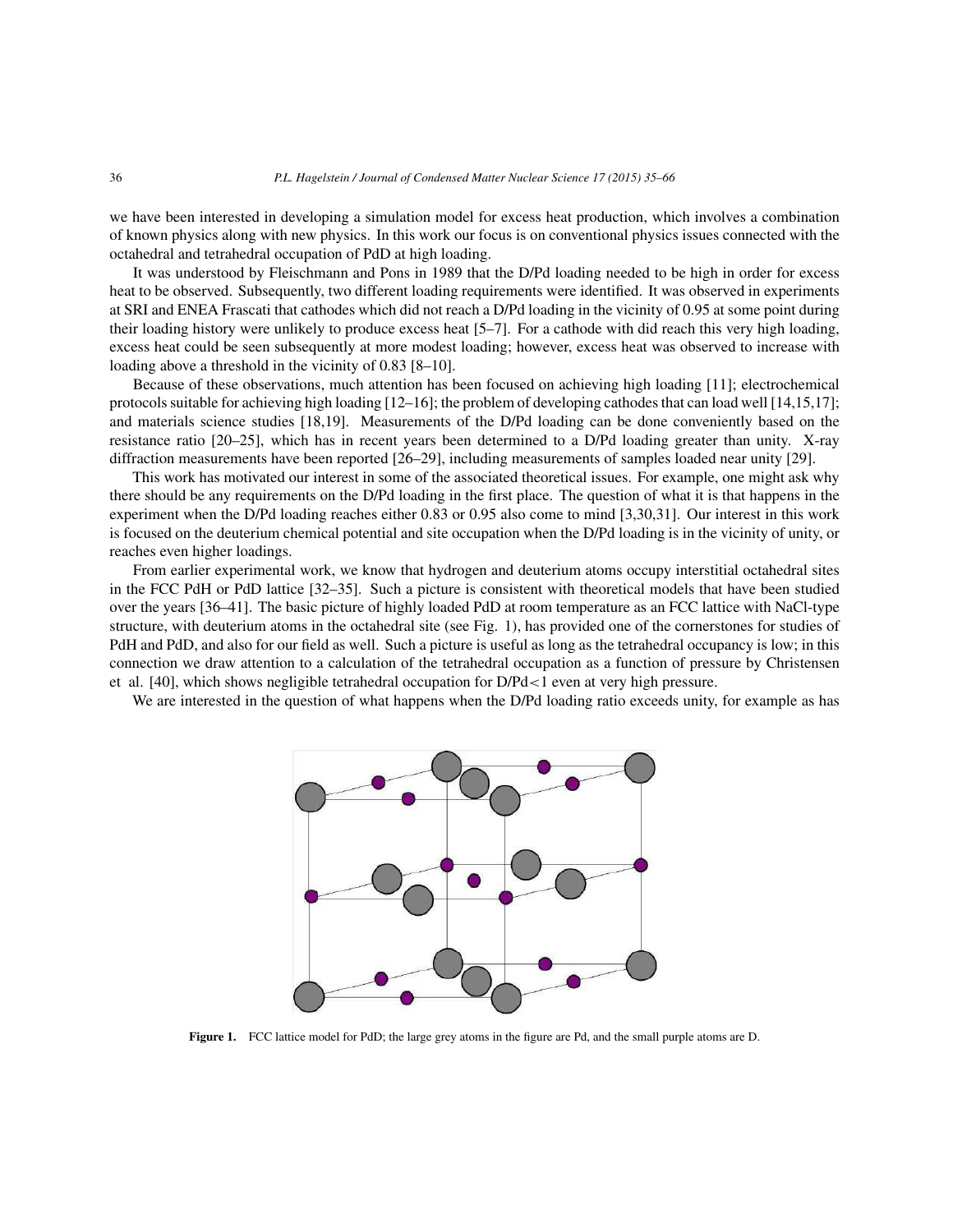we have been interested in developing a simulation model for excess heat production, which involves a combination of known physics along with new physics. In this work our focus is on conventional physics issues connected with the octahedral and tetrahedral occupation of PdD at high loading.

It was understood by Fleischmann and Pons in 1989 that the D/Pd loading needed to be high in order for excess heat to be observed. Subsequently, two different loading requirements were identified. It was observed in experiments at SRI and ENEA Frascati that cathodes which did not reach a D/Pd loading in the vicinity of 0.95 at some point during their loading history were unlikely to produce excess heat [5–7]. For a cathode with did reach this very high loading, excess heat could be seen subsequently at more modest loading; however, excess heat was observed to increase with loading above a threshold in the vicinity of 0.83 [8–10].

Because of these observations, much attention has been focused on achieving high loading [11]; electrochemical protocols suitable for achieving high loading [12–16]; the problem of developing cathodes that can load well [14,15,17]; and materials science studies [18,19]. Measurements of the D/Pd loading can be done conveniently based on the resistance ratio [20–25], which has in recent years been determined to a D/Pd loading greater than unity. X-ray diffraction measurements have been reported [26–29], including measurements of samples loaded near unity [29].

This work has motivated our interest in some of the associated theoretical issues. For example, one might ask why there should be any requirements on the D/Pd loading in the first place. The question of what it is that happens in the experiment when the D/Pd loading reaches either 0.83 or 0.95 also come to mind [3,30,31]. Our interest in this work is focused on the deuterium chemical potential and site occupation when the D/Pd loading is in the vicinity of unity, or reaches even higher loadings.

From earlier experimental work, we know that hydrogen and deuterium atoms occupy interstitial octahedral sites in the FCC PdH or PdD lattice [32–35]. Such a picture is consistent with theoretical models that have been studied over the years [36–41]. The basic picture of highly loaded PdD at room temperature as an FCC lattice with NaCl-type structure, with deuterium atoms in the octahedral site (see Fig. 1), has provided one of the cornerstones for studies of PdH and PdD, and also for our field as well. Such a picture is useful as long as the tetrahedral occupancy is low; in this connection we draw attention to a calculation of the tetrahedral occupation as a function of pressure by Christensen et al. [40], which shows negligible tetrahedral occupation for D/Pd$<$1 even at very high pressure.

We are interested in the question of what happens when the D/Pd loading ratio exceeds unity, for example as has

**Figure 1.** FCC lattice model for PdD; the large grey atoms in the figure are Pd, and the small purple atoms are D.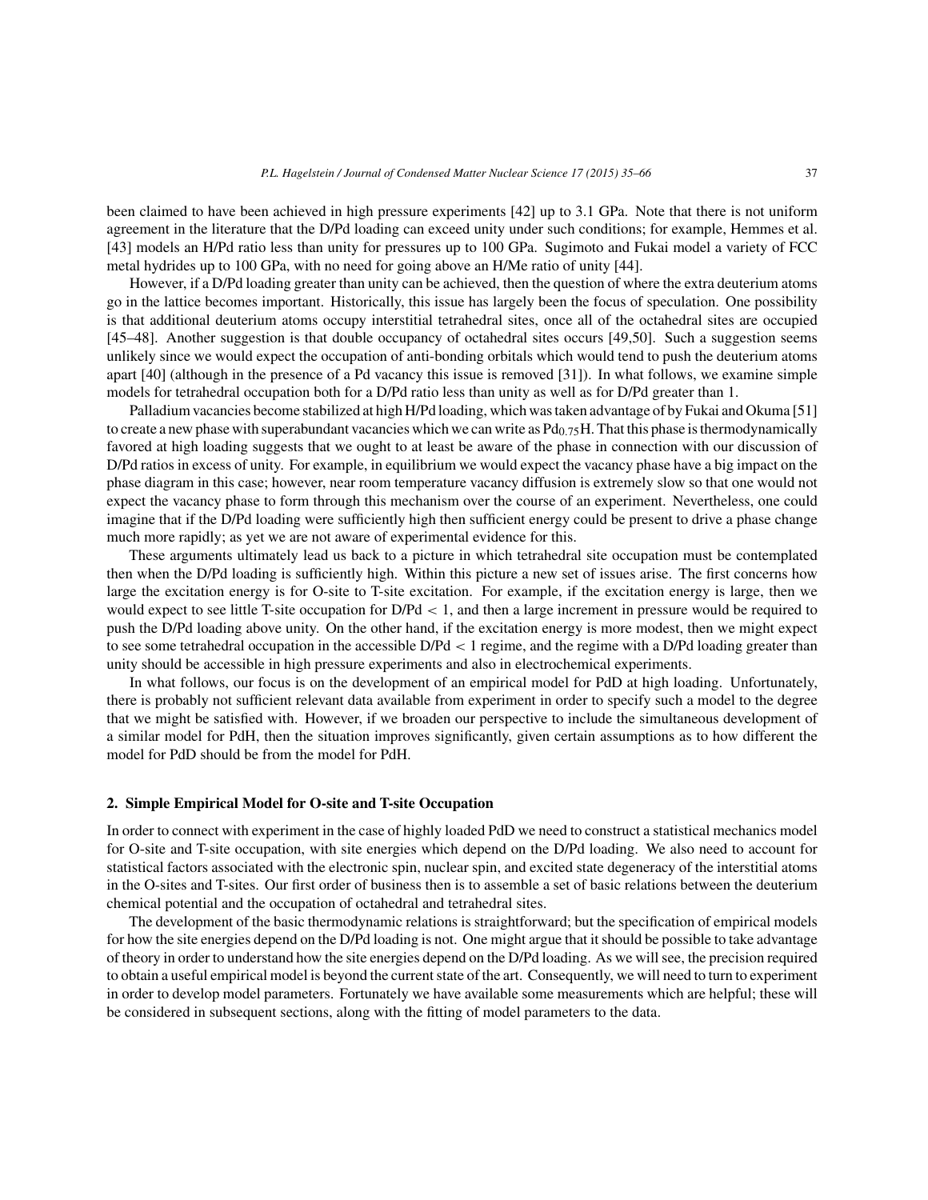been claimed to have been achieved in high pressure experiments [42] up to 3.1 GPa. Note that there is not uniform agreement in the literature that the D/Pd loading can exceed unity under such conditions; for example, Hemmes et al. [43] models an H/Pd ratio less than unity for pressures up to 100 GPa. Sugimoto and Fukai model a variety of FCC metal hydrides up to 100 GPa, with no need for going above an H/Me ratio of unity [44].

However, if a D/Pd loading greater than unity can be achieved, then the question of where the extra deuterium atoms go in the lattice becomes important. Historically, this issue has largely been the focus of speculation. One possibility is that additional deuterium atoms occupy interstitial tetrahedral sites, once all of the octahedral sites are occupied [45–48]. Another suggestion is that double occupancy of octahedral sites occurs [49,50]. Such a suggestion seems unlikely since we would expect the occupation of anti-bonding orbitals which would tend to push the deuterium atoms apart [40] (although in the presence of a Pd vacancy this issue is removed [31]). In what follows, we examine simple models for tetrahedral occupation both for a D/Pd ratio less than unity as well as for D/Pd greater than 1.

Palladium vacancies become stabilized at high H/Pd loading, which was taken advantage of by Fukai and Okuma [51] to create a new phase with superabundant vacancies which we can write as $Pd_{0.75}H$. That this phase is thermodynamically favored at high loading suggests that we ought to at least be aware of the phase in connection with our discussion of D/Pd ratios in excess of unity. For example, in equilibrium we would expect the vacancy phase have a big impact on the phase diagram in this case; however, near room temperature vacancy diffusion is extremely slow so that one would not expect the vacancy phase to form through this mechanism over the course of an experiment. Nevertheless, one could imagine that if the D/Pd loading were sufficiently high then sufficient energy could be present to drive a phase change much more rapidly; as yet we are not aware of experimental evidence for this.

These arguments ultimately lead us back to a picture in which tetrahedral site occupation must be contemplated then when the D/Pd loading is sufficiently high. Within this picture a new set of issues arise. The first concerns how large the excitation energy is for O-site to T-site excitation. For example, if the excitation energy is large, then we would expect to see little T-site occupation for D/Pd $< 1$, and then a large increment in pressure would be required to push the D/Pd loading above unity. On the other hand, if the excitation energy is more modest, then we might expect to see some tetrahedral occupation in the accessible D/Pd $< 1$ regime, and the regime with a D/Pd loading greater than unity should be accessible in high pressure experiments and also in electrochemical experiments.

In what follows, our focus is on the development of an empirical model for PdD at high loading. Unfortunately, there is probably not sufficient relevant data available from experiment in order to specify such a model to the degree that we might be satisfied with. However, if we broaden our perspective to include the simultaneous development of a similar model for PdH, then the situation improves significantly, given certain assumptions as to how different the model for PdD should be from the model for PdH.

## 2. Simple Empirical Model for O-site and T-site Occupation

In order to connect with experiment in the case of highly loaded PdD we need to construct a statistical mechanics model for O-site and T-site occupation, with site energies which depend on the D/Pd loading. We also need to account for statistical factors associated with the electronic spin, nuclear spin, and excited state degeneracy of the interstitial atoms in the O-sites and T-sites. Our first order of business then is to assemble a set of basic relations between the deuterium chemical potential and the occupation of octahedral and tetrahedral sites.

The development of the basic thermodynamic relations is straightforward; but the specification of empirical models for how the site energies depend on the D/Pd loading is not. One might argue that it should be possible to take advantage of theory in order to understand how the site energies depend on the D/Pd loading. As we will see, the precision required to obtain a useful empirical model is beyond the current state of the art. Consequently, we will need to turn to experiment in order to develop model parameters. Fortunately we have available some measurements which are helpful; these will be considered in subsequent sections, along with the fitting of model parameters to the data.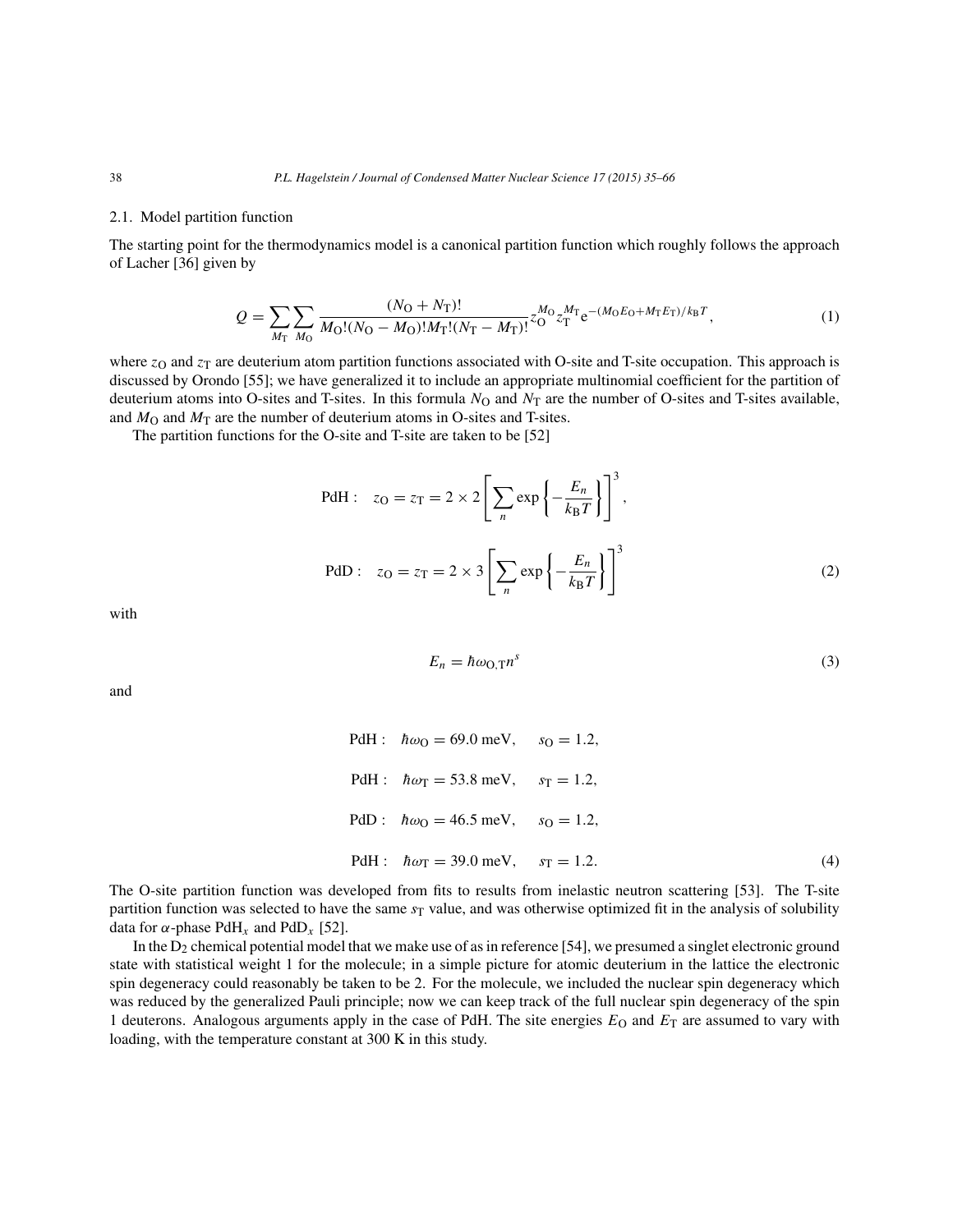### 2.1. Model partition function

The starting point for the thermodynamics model is a canonical partition function which roughly follows the approach of Lacher [36] given by

$$Q = \sum_{M_\mathrm{T}} \sum_{M_\mathrm{O}} \frac{(N_\mathrm{O} + N_\mathrm{T})!}{M_\mathrm{O}!(N_\mathrm{O} - M_\mathrm{O})! M_\mathrm{T}!(N_\mathrm{T} - M_\mathrm{T})!} z_\mathrm{O}^{M_\mathrm{O}} z_\mathrm{T}^{M_\mathrm{T}} \mathrm{e}^{-(M_\mathrm{O} E_\mathrm{O} + M_\mathrm{T} E_\mathrm{T})/k_\mathrm{B} T}, \tag{1}$$

where $z_\mathrm{O}$ and $z_\mathrm{T}$ are deuterium atom partition functions associated with O-site and T-site occupation. This approach is discussed by Orondo [55]; we have generalized it to include an appropriate multinomial coefficient for the partition of deuterium atoms into O-sites and T-sites. In this formula $N_\mathrm{O}$ and $N_\mathrm{T}$ are the number of O-sites and T-sites available, and $M_\mathrm{O}$ and $M_\mathrm{T}$ are the number of deuterium atoms in O-sites and T-sites.

The partition functions for the O-site and T-site are taken to be [52]

$$\text{PdH}: \quad z_\mathrm{O} = z_\mathrm{T} = 2 \times 2 \left[ \sum_n \exp\left\{ -\frac{E_n}{k_\mathrm{B} T} \right\} \right]^3,$$

$$\text{PdD}: \quad z_\mathrm{O} = z_\mathrm{T} = 2 \times 3 \left[ \sum_n \exp\left\{ -\frac{E_n}{k_\mathrm{B} T} \right\} \right]^3 \tag{2}$$

with

$$E_n = \hbar\omega_{\mathrm{O,T}} n^s \tag{3}$$

and

$$\text{PdH}: \quad \hbar\omega_\mathrm{O} = 69.0 \text{ meV}, \qquad s_\mathrm{O} = 1.2,$$

$$\text{PdH}: \quad \hbar\omega_\mathrm{T} = 53.8 \text{ meV}, \qquad s_\mathrm{T} = 1.2,$$

$$\text{PdD}: \quad \hbar\omega_\mathrm{O} = 46.5 \text{ meV}, \qquad s_\mathrm{O} = 1.2,$$

$$\text{PdH}: \quad \hbar\omega_\mathrm{T} = 39.0 \text{ meV}, \qquad s_\mathrm{T} = 1.2. \tag{4}$$

The O-site partition function was developed from fits to results from inelastic neutron scattering [53]. The T-site partition function was selected to have the same $s_\mathrm{T}$ value, and was otherwise optimized fit in the analysis of solubility data for $\alpha$-phase $\mathrm{PdH}_x$ and $\mathrm{PdD}_x$ [52].

In the $D_2$ chemical potential model that we make use of as in reference [54], we presumed a singlet electronic ground state with statistical weight 1 for the molecule; in a simple picture for atomic deuterium in the lattice the electronic spin degeneracy could reasonably be taken to be 2. For the molecule, we included the nuclear spin degeneracy which was reduced by the generalized Pauli principle; now we can keep track of the full nuclear spin degeneracy of the spin 1 deuterons. Analogous arguments apply in the case of PdH. The site energies $E_\mathrm{O}$ and $E_\mathrm{T}$ are assumed to vary with loading, with the temperature constant at 300 K in this study.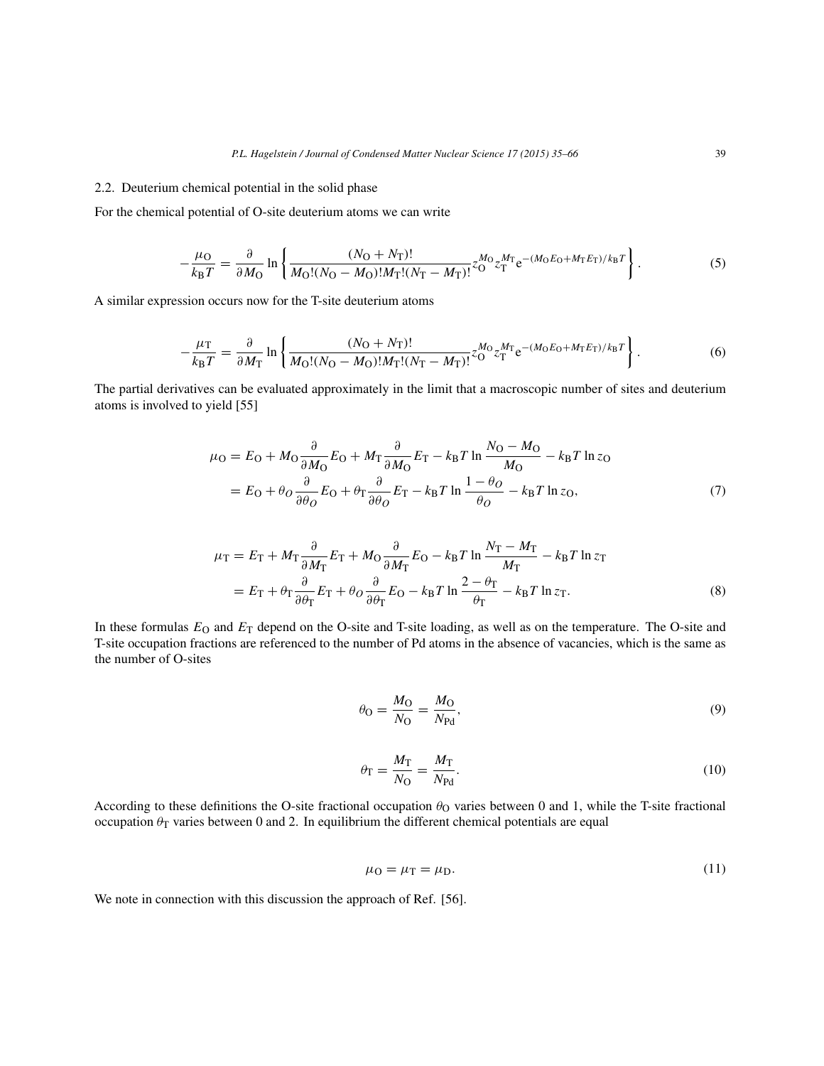### 2.2. Deuterium chemical potential in the solid phase

For the chemical potential of O-site deuterium atoms we can write

$$
-\frac{\mu_{\mathrm{O}}}{k_{\mathrm{B}}T} = \frac{\partial}{\partial M_{\mathrm{O}}} \ln \left\{ \frac{(N_{\mathrm{O}}+N_{\mathrm{T}})!}{M_{\mathrm{O}}!(N_{\mathrm{O}}-M_{\mathrm{O}})!M_{\mathrm{T}}!(N_{\mathrm{T}}-M_{\mathrm{T}})!} z_{\mathrm{O}}^{M_{\mathrm{O}}} z_{\mathrm{T}}^{M_{\mathrm{T}}} \mathrm{e}^{-(M_{\mathrm{O}}E_{\mathrm{O}}+M_{\mathrm{T}}E_{\mathrm{T}})/k_{\mathrm{B}}T} \right\}. \tag{5}
$$

A similar expression occurs now for the T-site deuterium atoms

$$
-\frac{\mu_{\mathrm{T}}}{k_{\mathrm{B}}T} = \frac{\partial}{\partial M_{\mathrm{T}}} \ln \left\{ \frac{(N_{\mathrm{O}}+N_{\mathrm{T}})!}{M_{\mathrm{O}}!(N_{\mathrm{O}}-M_{\mathrm{O}})!M_{\mathrm{T}}!(N_{\mathrm{T}}-M_{\mathrm{T}})!} z_{\mathrm{O}}^{M_{\mathrm{O}}} z_{\mathrm{T}}^{M_{\mathrm{T}}} \mathrm{e}^{-(M_{\mathrm{O}}E_{\mathrm{O}}+M_{\mathrm{T}}E_{\mathrm{T}})/k_{\mathrm{B}}T} \right\}. \tag{6}
$$

The partial derivatives can be evaluated approximately in the limit that a macroscopic number of sites and deuterium atoms is involved to yield [55]

$$
\begin{aligned}
\mu_{\mathrm{O}} &= E_{\mathrm{O}} + M_{\mathrm{O}} \frac{\partial}{\partial M_{\mathrm{O}}} E_{\mathrm{O}} + M_{\mathrm{T}} \frac{\partial}{\partial M_{\mathrm{O}}} E_{\mathrm{T}} - k_{\mathrm{B}}T \ln \frac{N_{\mathrm{O}}-M_{\mathrm{O}}}{M_{\mathrm{O}}} - k_{\mathrm{B}}T \ln z_{\mathrm{O}} \\
&= E_{\mathrm{O}} + \theta_O \frac{\partial}{\partial \theta_O} E_{\mathrm{O}} + \theta_{\mathrm{T}} \frac{\partial}{\partial \theta_O} E_{\mathrm{T}} - k_{\mathrm{B}}T \ln \frac{1-\theta_O}{\theta_O} - k_{\mathrm{B}}T \ln z_{\mathrm{O}},
\end{aligned} \tag{7}
$$

$$
\begin{aligned}
\mu_{\mathrm{T}} &= E_{\mathrm{T}} + M_{\mathrm{T}} \frac{\partial}{\partial M_{\mathrm{T}}} E_{\mathrm{T}} + M_{\mathrm{O}} \frac{\partial}{\partial M_{\mathrm{T}}} E_{\mathrm{O}} - k_{\mathrm{B}}T \ln \frac{N_{\mathrm{T}}-M_{\mathrm{T}}}{M_{\mathrm{T}}} - k_{\mathrm{B}}T \ln z_{\mathrm{T}} \\
&= E_{\mathrm{T}} + \theta_{\mathrm{T}} \frac{\partial}{\partial \theta_{\mathrm{T}}} E_{\mathrm{T}} + \theta_O \frac{\partial}{\partial \theta_{\mathrm{T}}} E_{\mathrm{O}} - k_{\mathrm{B}}T \ln \frac{2-\theta_{\mathrm{T}}}{\theta_{\mathrm{T}}} - k_{\mathrm{B}}T \ln z_{\mathrm{T}}.
\end{aligned} \tag{8}
$$

In these formulas $E_{\mathrm{O}}$ and $E_{\mathrm{T}}$ depend on the O-site and T-site loading, as well as on the temperature. The O-site and T-site occupation fractions are referenced to the number of Pd atoms in the absence of vacancies, which is the same as the number of O-sites

$$
\theta_{\mathrm{O}} = \frac{M_{\mathrm{O}}}{N_{\mathrm{O}}} = \frac{M_{\mathrm{O}}}{N_{\mathrm{Pd}}}, \tag{9}
$$

$$
\theta_{\mathrm{T}} = \frac{M_{\mathrm{T}}}{N_{\mathrm{O}}} = \frac{M_{\mathrm{T}}}{N_{\mathrm{Pd}}}. \tag{10}
$$

According to these definitions the O-site fractional occupation $\theta_{\mathrm{O}}$ varies between 0 and 1, while the T-site fractional occupation $\theta_{\mathrm{T}}$ varies between 0 and 2. In equilibrium the different chemical potentials are equal

$$
\mu_{\mathrm{O}} = \mu_{\mathrm{T}} = \mu_{\mathrm{D}}. \tag{11}
$$

We note in connection with this discussion the approach of Ref. [56].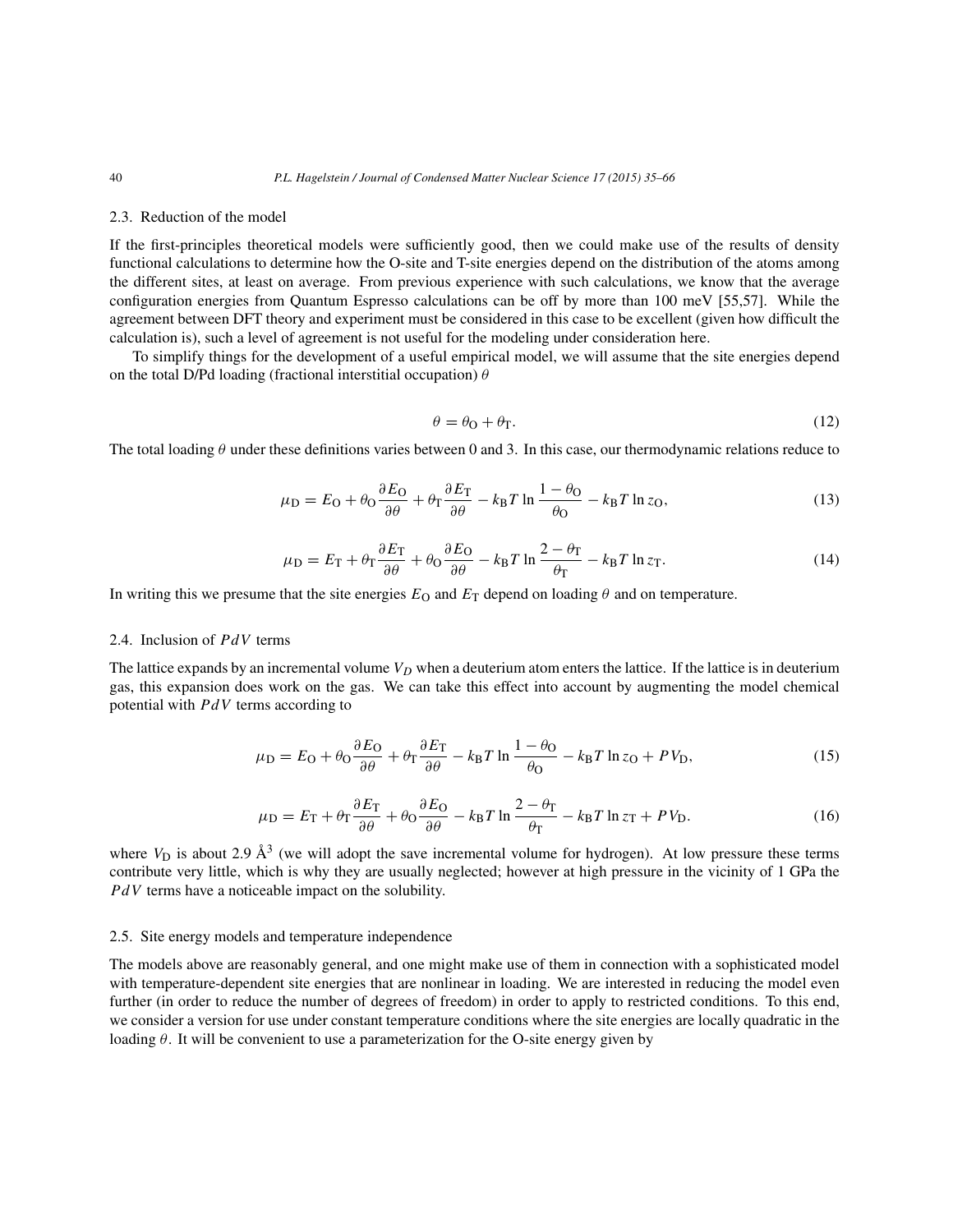### 2.3. Reduction of the model

If the first-principles theoretical models were sufficiently good, then we could make use of the results of density functional calculations to determine how the O-site and T-site energies depend on the distribution of the atoms among the different sites, at least on average. From previous experience with such calculations, we know that the average configuration energies from Quantum Espresso calculations can be off by more than 100 meV [55,57]. While the agreement between DFT theory and experiment must be considered in this case to be excellent (given how difficult the calculation is), such a level of agreement is not useful for the modeling under consideration here.

To simplify things for the development of a useful empirical model, we will assume that the site energies depend on the total D/Pd loading (fractional interstitial occupation) $\theta$

$$\theta = \theta_{\mathrm{O}} + \theta_{\mathrm{T}}. \tag{12}$$

The total loading $\theta$ under these definitions varies between 0 and 3. In this case, our thermodynamic relations reduce to

$$\mu_{\mathrm{D}} = E_{\mathrm{O}} + \theta_{\mathrm{O}} \frac{\partial E_{\mathrm{O}}}{\partial \theta} + \theta_{\mathrm{T}} \frac{\partial E_{\mathrm{T}}}{\partial \theta} - k_{\mathrm{B}} T \ln \frac{1-\theta_{\mathrm{O}}}{\theta_{\mathrm{O}}} - k_{\mathrm{B}} T \ln z_{\mathrm{O}}, \tag{13}$$

$$\mu_{\mathrm{D}} = E_{\mathrm{T}} + \theta_{\mathrm{T}} \frac{\partial E_{\mathrm{T}}}{\partial \theta} + \theta_{\mathrm{O}} \frac{\partial E_{\mathrm{O}}}{\partial \theta} - k_{\mathrm{B}} T \ln \frac{2-\theta_{\mathrm{T}}}{\theta_{\mathrm{T}}} - k_{\mathrm{B}} T \ln z_{\mathrm{T}}. \tag{14}$$

In writing this we presume that the site energies $E_{\mathrm{O}}$ and $E_{\mathrm{T}}$ depend on loading $\theta$ and on temperature.

### 2.4. Inclusion of $PdV$ terms

The lattice expands by an incremental volume $V_D$ when a deuterium atom enters the lattice. If the lattice is in deuterium gas, this expansion does work on the gas. We can take this effect into account by augmenting the model chemical potential with $PdV$ terms according to

$$\mu_{\mathrm{D}} = E_{\mathrm{O}} + \theta_{\mathrm{O}} \frac{\partial E_{\mathrm{O}}}{\partial \theta} + \theta_{\mathrm{T}} \frac{\partial E_{\mathrm{T}}}{\partial \theta} - k_{\mathrm{B}} T \ln \frac{1-\theta_{\mathrm{O}}}{\theta_{\mathrm{O}}} - k_{\mathrm{B}} T \ln z_{\mathrm{O}} + P V_{\mathrm{D}}, \tag{15}$$

$$\mu_{\mathrm{D}} = E_{\mathrm{T}} + \theta_{\mathrm{T}} \frac{\partial E_{\mathrm{T}}}{\partial \theta} + \theta_{\mathrm{O}} \frac{\partial E_{\mathrm{O}}}{\partial \theta} - k_{\mathrm{B}} T \ln \frac{2-\theta_{\mathrm{T}}}{\theta_{\mathrm{T}}} - k_{\mathrm{B}} T \ln z_{\mathrm{T}} + P V_{\mathrm{D}}. \tag{16}$$

where $V_{\mathrm{D}}$ is about 2.9 $\text{Å}^3$ (we will adopt the save incremental volume for hydrogen). At low pressure these terms contribute very little, which is why they are usually neglected; however at high pressure in the vicinity of 1 GPa the $PdV$ terms have a noticeable impact on the solubility.

### 2.5. Site energy models and temperature independence

The models above are reasonably general, and one might make use of them in connection with a sophisticated model with temperature-dependent site energies that are nonlinear in loading. We are interested in reducing the model even further (in order to reduce the number of degrees of freedom) in order to apply to restricted conditions. To this end, we consider a version for use under constant temperature conditions where the site energies are locally quadratic in the loading $\theta$. It will be convenient to use a parameterization for the O-site energy given by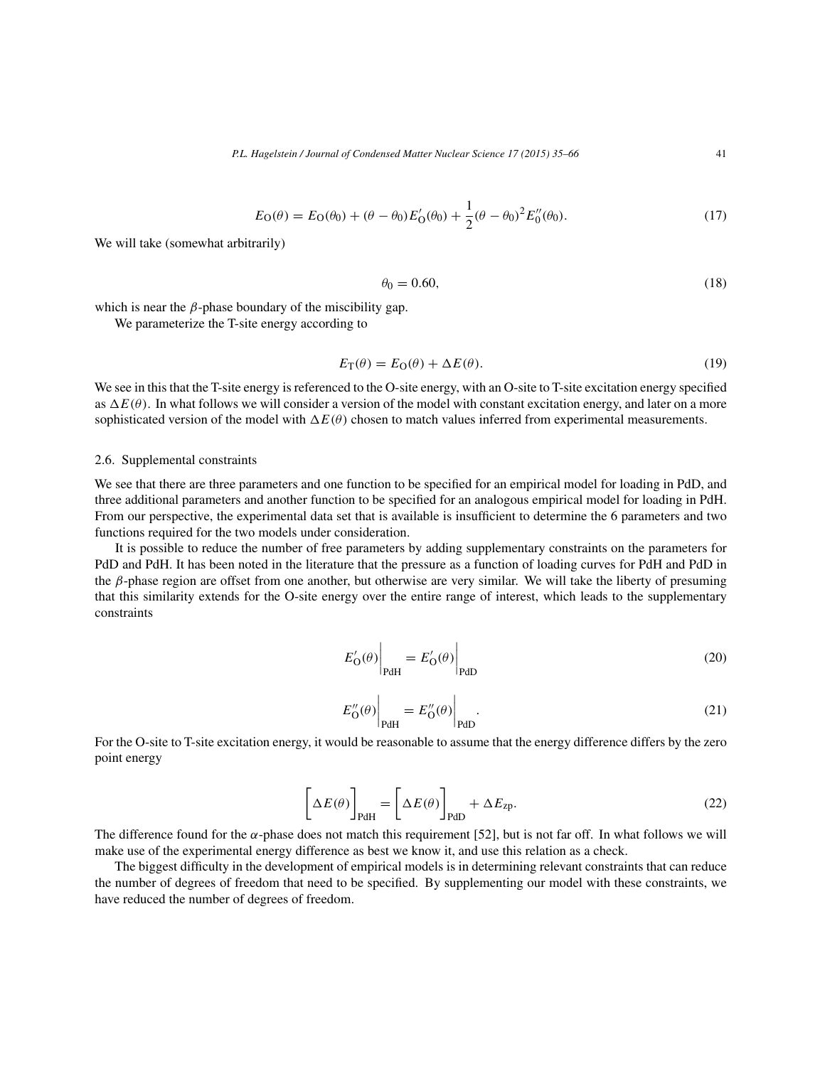$$E_{\mathrm{O}}(\theta) = E_{\mathrm{O}}(\theta_0) + (\theta - \theta_0) E'_{\mathrm{O}}(\theta_0) + \frac{1}{2}(\theta - \theta_0)^2 E''_0(\theta_0). \tag{17}$$

We will take (somewhat arbitrarily)

$$\theta_0 = 0.60, \tag{18}$$

which is near the $\beta$-phase boundary of the miscibility gap.

We parameterize the T-site energy according to

$$E_{\mathrm{T}}(\theta) = E_{\mathrm{O}}(\theta) + \Delta E(\theta). \tag{19}$$

We see in this that the T-site energy is referenced to the O-site energy, with an O-site to T-site excitation energy specified as $\Delta E(\theta)$. In what follows we will consider a version of the model with constant excitation energy, and later on a more sophisticated version of the model with $\Delta E(\theta)$ chosen to match values inferred from experimental measurements.

### 2.6. Supplemental constraints

We see that there are three parameters and one function to be specified for an empirical model for loading in PdD, and three additional parameters and another function to be specified for an analogous empirical model for loading in PdH. From our perspective, the experimental data set that is available is insufficient to determine the 6 parameters and two functions required for the two models under consideration.

It is possible to reduce the number of free parameters by adding supplementary constraints on the parameters for PdD and PdH. It has been noted in the literature that the pressure as a function of loading curves for PdH and PdD in the $\beta$-phase region are offset from one another, but otherwise are very similar. We will take the liberty of presuming that this similarity extends for the O-site energy over the entire range of interest, which leads to the supplementary constraints

$$E'_{\mathrm{O}}(\theta)\Big|_{\mathrm{PdH}} = E'_{\mathrm{O}}(\theta)\Big|_{\mathrm{PdD}} \tag{20}$$

$$E''_{\mathrm{O}}(\theta)\Big|_{\mathrm{PdH}} = E''_{\mathrm{O}}(\theta)\Big|_{\mathrm{PdD}}. \tag{21}$$

For the O-site to T-site excitation energy, it would be reasonable to assume that the energy difference differs by the zero point energy

$$\Big[\Delta E(\theta)\Big]_{\mathrm{PdH}} = \Big[\Delta E(\theta)\Big]_{\mathrm{PdD}} + \Delta E_{\mathrm{zp}}. \tag{22}$$

The difference found for the $\alpha$-phase does not match this requirement [52], but is not far off. In what follows we will make use of the experimental energy difference as best we know it, and use this relation as a check.

The biggest difficulty in the development of empirical models is in determining relevant constraints that can reduce the number of degrees of freedom that need to be specified. By supplementing our model with these constraints, we have reduced the number of degrees of freedom.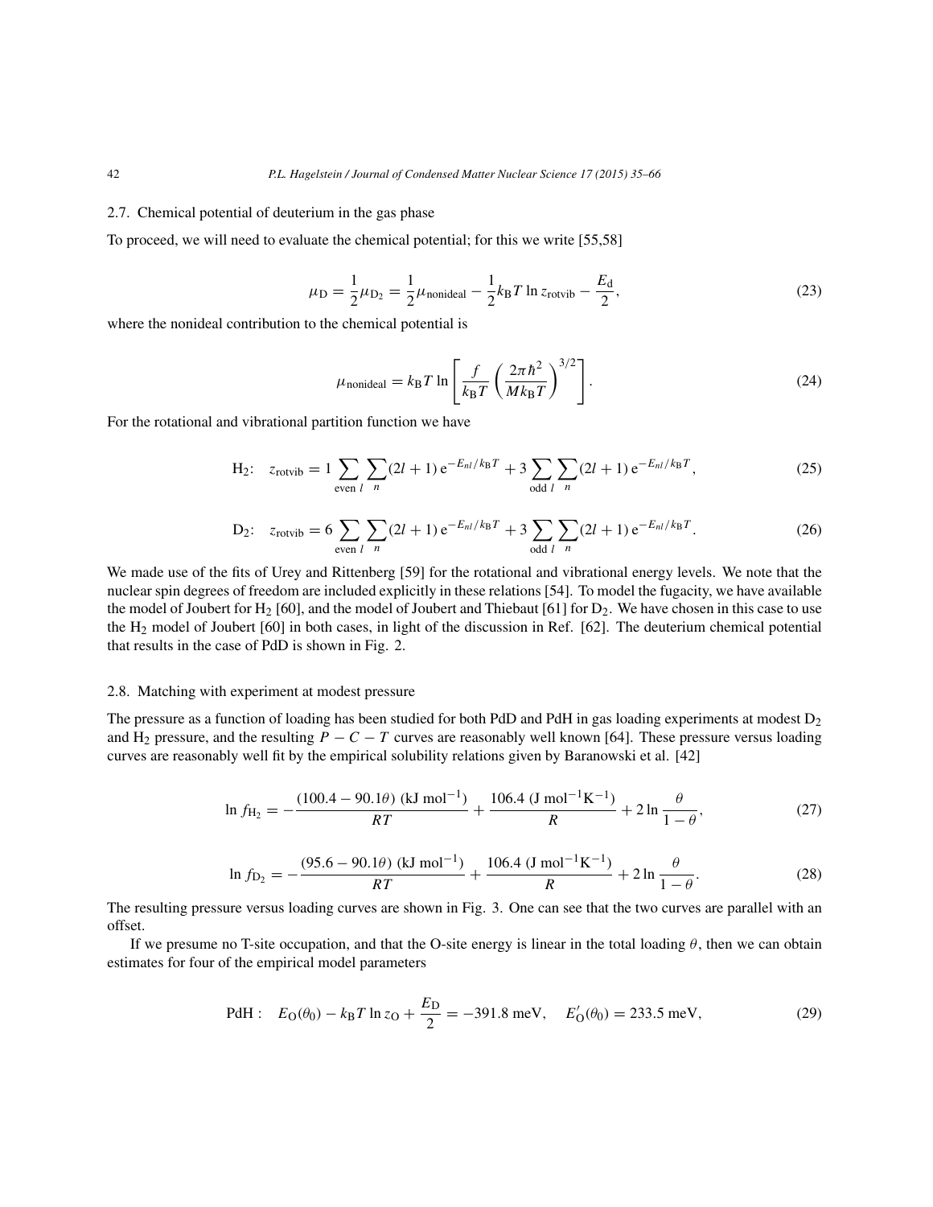### 2.7. Chemical potential of deuterium in the gas phase

To proceed, we will need to evaluate the chemical potential; for this we write [55,58]

$$\mu_\mathrm{D} = \frac{1}{2}\mu_{\mathrm{D}_2} = \frac{1}{2}\mu_\mathrm{nonideal} - \frac{1}{2}k_\mathrm{B}T \ln z_\mathrm{rotvib} - \frac{E_\mathrm{d}}{2}, \tag{23}$$

where the nonideal contribution to the chemical potential is

$$\mu_\mathrm{nonideal} = k_\mathrm{B}T \ln\left[\frac{f}{k_\mathrm{B}T}\left(\frac{2\pi\hbar^2}{Mk_\mathrm{B}T}\right)^{3/2}\right]. \tag{24}$$

For the rotational and vibrational partition function we have

$$\mathrm{H}_2\text{:}\quad z_\mathrm{rotvib} = 1\sum_{\text{even } l}\sum_n (2l+1)\,\mathrm{e}^{-E_{nl}/k_\mathrm{B}T} + 3\sum_{\text{odd } l}\sum_n (2l+1)\,\mathrm{e}^{-E_{nl}/k_\mathrm{B}T}, \tag{25}$$

$$\mathrm{D}_2\text{:}\quad z_\mathrm{rotvib} = 6\sum_{\text{even } l}\sum_n (2l+1)\,\mathrm{e}^{-E_{nl}/k_\mathrm{B}T} + 3\sum_{\text{odd } l}\sum_n (2l+1)\,\mathrm{e}^{-E_{nl}/k_\mathrm{B}T}. \tag{26}$$

We made use of the fits of Urey and Rittenberg [59] for the rotational and vibrational energy levels. We note that the nuclear spin degrees of freedom are included explicitly in these relations [54]. To model the fugacity, we have available the model of Joubert for $H_2$ [60], and the model of Joubert and Thiebaut [61] for $D_2$. We have chosen in this case to use the $H_2$ model of Joubert [60] in both cases, in light of the discussion in Ref. [62]. The deuterium chemical potential that results in the case of PdD is shown in Fig. 2.

### 2.8. Matching with experiment at modest pressure

The pressure as a function of loading has been studied for both PdD and PdH in gas loading experiments at modest $D_2$ and $H_2$ pressure, and the resulting $P-C-T$ curves are reasonably well known [64]. These pressure versus loading curves are reasonably well fit by the empirical solubility relations given by Baranowski et al. [42]

$$\ln f_{\mathrm{H}_2} = -\frac{(100.4 - 90.1\theta)\ (\mathrm{kJ\ mol^{-1}})}{RT} + \frac{106.4\ (\mathrm{J\ mol^{-1}K^{-1}})}{R} + 2\ln\frac{\theta}{1-\theta}, \tag{27}$$

$$\ln f_{\mathrm{D}_2} = -\frac{(95.6 - 90.1\theta)\ (\mathrm{kJ\ mol^{-1}})}{RT} + \frac{106.4\ (\mathrm{J\ mol^{-1}K^{-1}})}{R} + 2\ln\frac{\theta}{1-\theta}. \tag{28}$$

The resulting pressure versus loading curves are shown in Fig. 3. One can see that the two curves are parallel with an offset.

If we presume no T-site occupation, and that the O-site energy is linear in the total loading $\theta$, then we can obtain estimates for four of the empirical model parameters

$$\mathrm{PdH:}\quad E_\mathrm{O}(\theta_0) - k_\mathrm{B}T\ln z_\mathrm{O} + \frac{E_\mathrm{D}}{2} = -391.8\ \mathrm{meV}, \quad E'_\mathrm{O}(\theta_0) = 233.5\ \mathrm{meV}, \tag{29}$$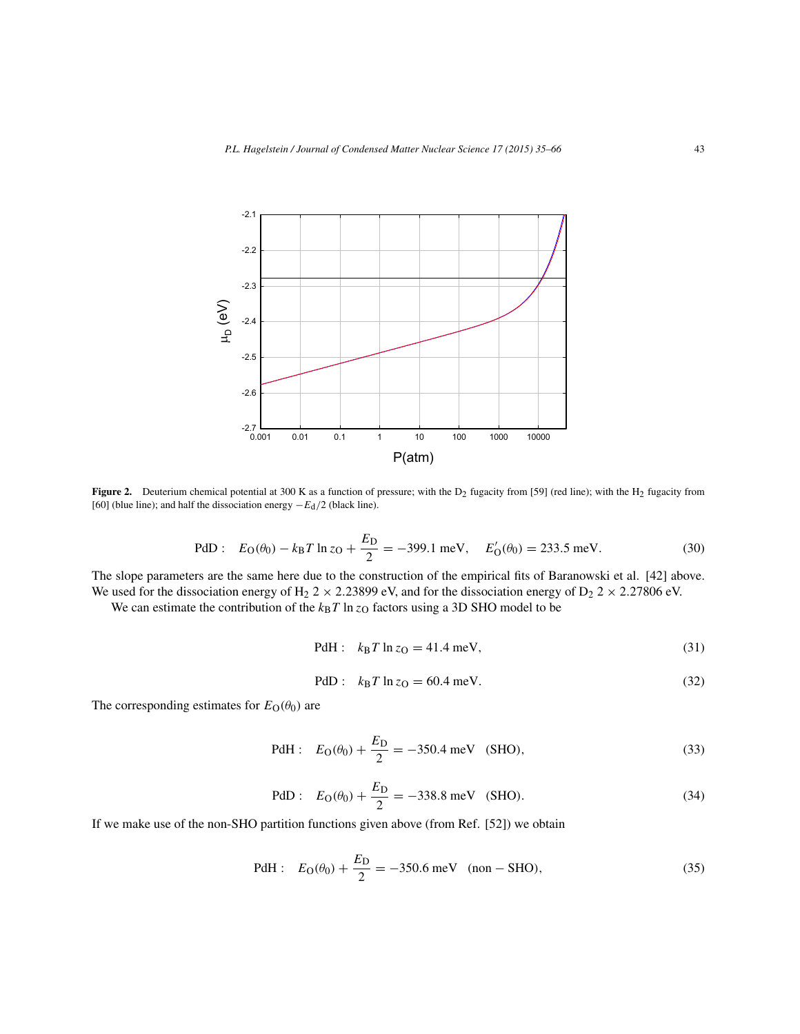**Figure 2.** Deuterium chemical potential at 300 K as a function of pressure; with the $D_2$ fugacity from [59] (red line); with the $H_2$ fugacity from [60] (blue line); and half the dissociation energy $-E_d/2$ (black line).

$$\text{PdD}: \quad E_O(\theta_0) - k_B T \ln z_O + \frac{E_D}{2} = -399.1 \text{ meV}, \quad E'_O(\theta_0) = 233.5 \text{ meV}. \tag{30}$$

The slope parameters are the same here due to the construction of the empirical fits of Baranowski et al. [42] above. We used for the dissociation energy of $H_2$ $2 \times 2.23899$ eV, and for the dissociation energy of $D_2$ $2 \times 2.27806$ eV.

We can estimate the contribution of the $k_B T \ln z_O$ factors using a 3D SHO model to be

$$\text{PdH}: \quad k_B T \ln z_O = 41.4 \text{ meV}, \tag{31}$$

$$\text{PdD}: \quad k_B T \ln z_O = 60.4 \text{ meV}. \tag{32}$$

The corresponding estimates for $E_O(\theta_0)$ are

$$\text{PdH}: \quad E_O(\theta_0) + \frac{E_D}{2} = -350.4 \text{ meV} \quad \text{(SHO)}, \tag{33}$$

$$\text{PdD}: \quad E_O(\theta_0) + \frac{E_D}{2} = -338.8 \text{ meV} \quad \text{(SHO)}. \tag{34}$$

If we make use of the non-SHO partition functions given above (from Ref. [52]) we obtain

$$\text{PdH}: \quad E_O(\theta_0) + \frac{E_D}{2} = -350.6 \text{ meV} \quad (\text{non} - \text{SHO}), \tag{35}$$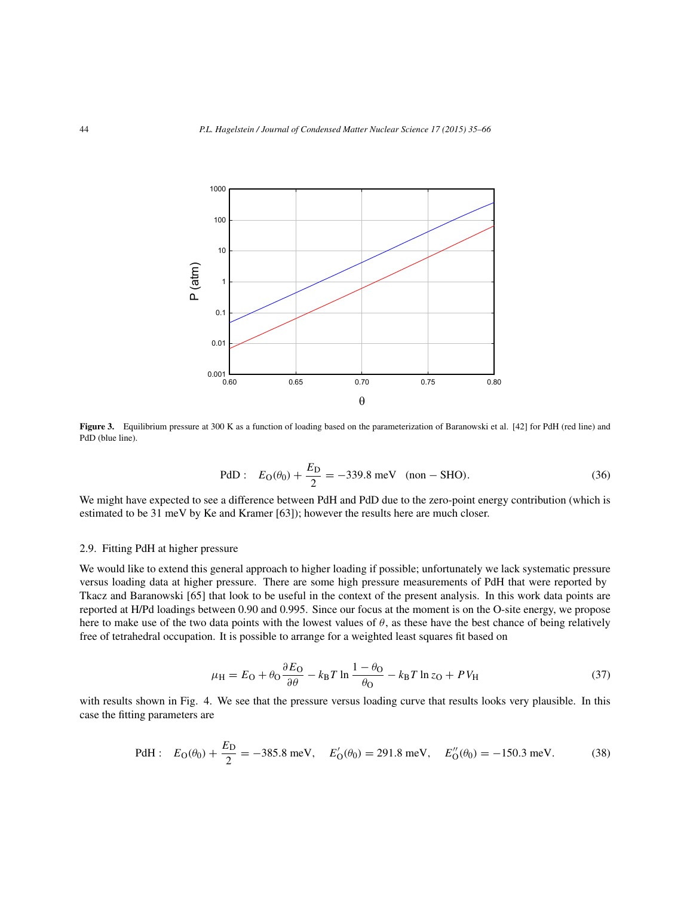**Figure 3.** Equilibrium pressure at 300 K as a function of loading based on the parameterization of Baranowski et al. [42] for PdH (red line) and PdD (blue line).

$$\text{PdD}: \quad E_{\text{O}}(\theta_0) + \frac{E_{\text{D}}}{2} = -339.8 \text{ meV} \quad (\text{non} - \text{SHO}). \tag{36}$$

We might have expected to see a difference between PdH and PdD due to the zero-point energy contribution (which is estimated to be 31 meV by Ke and Kramer [63]); however the results here are much closer.

### 2.9. Fitting PdH at higher pressure

We would like to extend this general approach to higher loading if possible; unfortunately we lack systematic pressure versus loading data at higher pressure. There are some high pressure measurements of PdH that were reported by Tkacz and Baranowski [65] that look to be useful in the context of the present analysis. In this work data points are reported at H/Pd loadings between 0.90 and 0.995. Since our focus at the moment is on the O-site energy, we propose here to make use of the two data points with the lowest values of $\theta$, as these have the best chance of being relatively free of tetrahedral occupation. It is possible to arrange for a weighted least squares fit based on

$$\mu_{\text{H}} = E_{\text{O}} + \theta_{\text{O}} \frac{\partial E_{\text{O}}}{\partial \theta} - k_{\text{B}} T \ln \frac{1 - \theta_{\text{O}}}{\theta_{\text{O}}} - k_{\text{B}} T \ln z_{\text{O}} + P V_{\text{H}} \tag{37}$$

with results shown in Fig. 4. We see that the pressure versus loading curve that results looks very plausible. In this case the fitting parameters are

$$\text{PdH}: \quad E_{\text{O}}(\theta_0) + \frac{E_{\text{D}}}{2} = -385.8 \text{ meV}, \quad E'_{\text{O}}(\theta_0) = 291.8 \text{ meV}, \quad E''_{\text{O}}(\theta_0) = -150.3 \text{ meV}. \tag{38}$$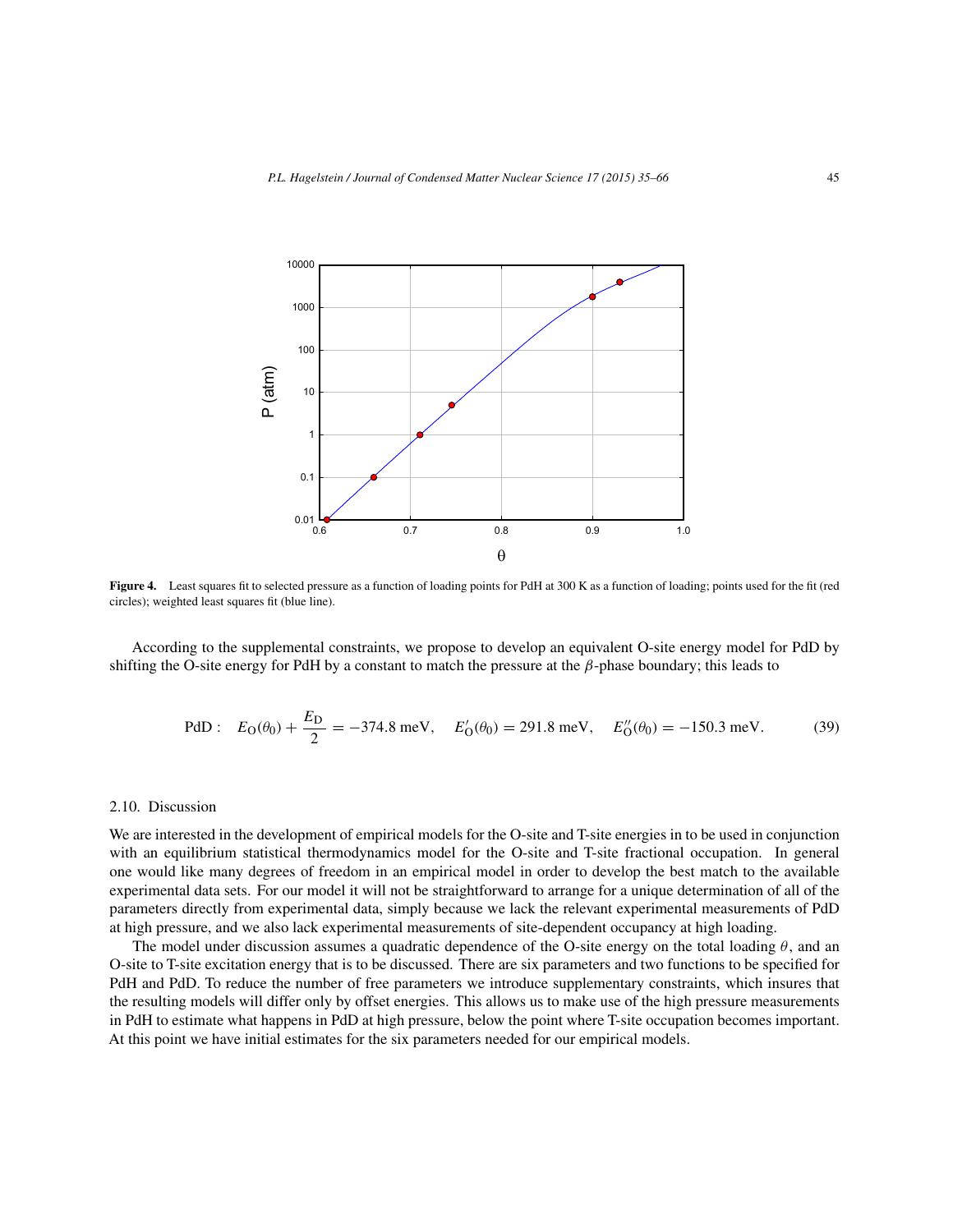**Figure 4.** Least squares fit to selected pressure as a function of loading points for PdH at 300 K as a function of loading; points used for the fit (red circles); weighted least squares fit (blue line).

According to the supplemental constraints, we propose to develop an equivalent O-site energy model for PdD by shifting the O-site energy for PdH by a constant to match the pressure at the $\beta$-phase boundary; this leads to

$$\text{PdD}: \quad E_{\text{O}}(\theta_0) + \frac{E_{\text{D}}}{2} = -374.8 \text{ meV}, \quad E'_{\text{O}}(\theta_0) = 291.8 \text{ meV}, \quad E''_{\text{O}}(\theta_0) = -150.3 \text{ meV}. \tag{39}$$

### 2.10. Discussion

We are interested in the development of empirical models for the O-site and T-site energies in to be used in conjunction with an equilibrium statistical thermodynamics model for the O-site and T-site fractional occupation. In general one would like many degrees of freedom in an empirical model in order to develop the best match to the available experimental data sets. For our model it will not be straightforward to arrange for a unique determination of all of the parameters directly from experimental data, simply because we lack the relevant experimental measurements of PdD at high pressure, and we also lack experimental measurements of site-dependent occupancy at high loading.

The model under discussion assumes a quadratic dependence of the O-site energy on the total loading $\theta$, and an O-site to T-site excitation energy that is to be discussed. There are six parameters and two functions to be specified for PdH and PdD. To reduce the number of free parameters we introduce supplementary constraints, which insures that the resulting models will differ only by offset energies. This allows us to make use of the high pressure measurements in PdH to estimate what happens in PdD at high pressure, below the point where T-site occupation becomes important. At this point we have initial estimates for the six parameters needed for our empirical models.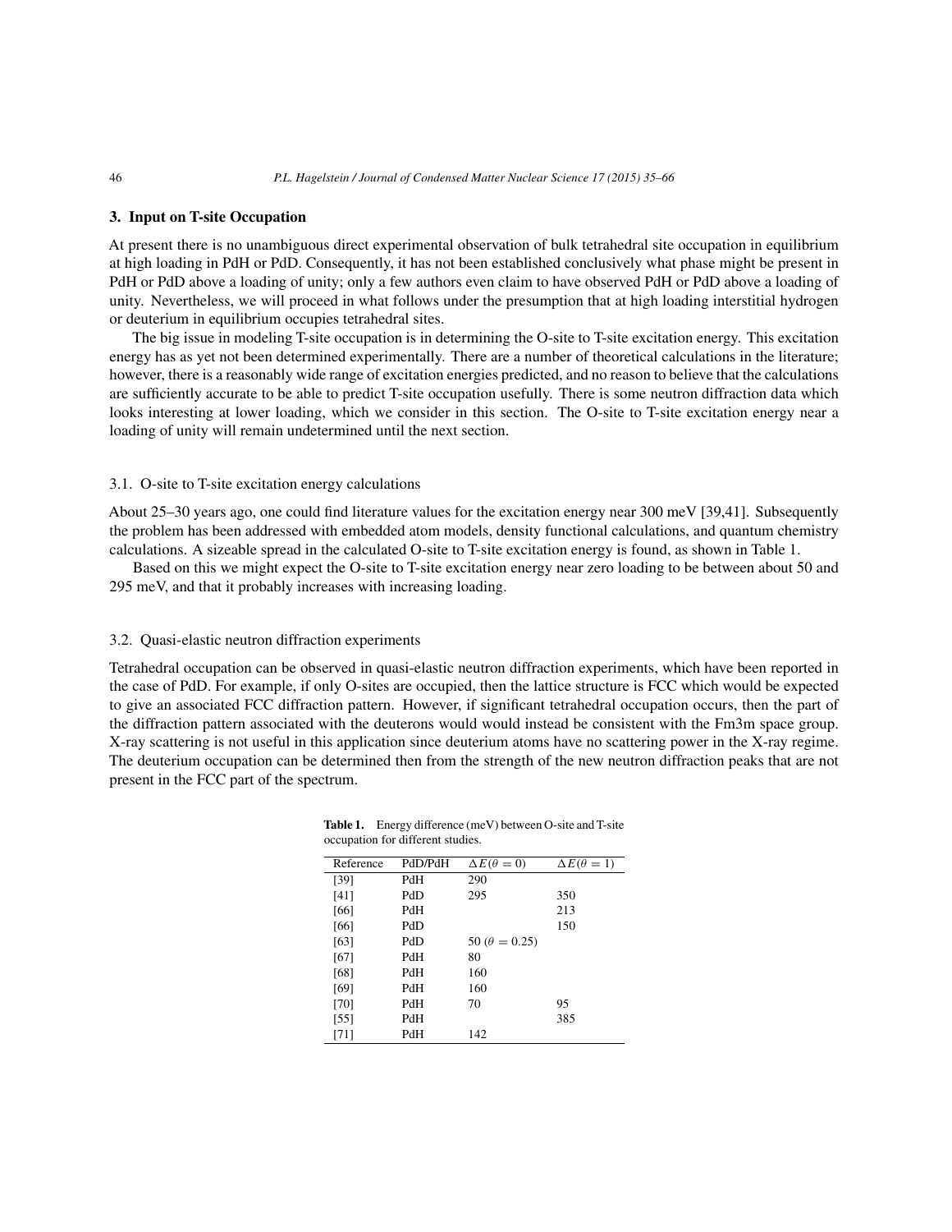## 3. Input on T-site Occupation

At present there is no unambiguous direct experimental observation of bulk tetrahedral site occupation in equilibrium at high loading in PdH or PdD. Consequently, it has not been established conclusively what phase might be present in PdH or PdD above a loading of unity; only a few authors even claim to have observed PdH or PdD above a loading of unity. Nevertheless, we will proceed in what follows under the presumption that at high loading interstitial hydrogen or deuterium in equilibrium occupies tetrahedral sites.

The big issue in modeling T-site occupation is in determining the O-site to T-site excitation energy. This excitation energy has as yet not been determined experimentally. There are a number of theoretical calculations in the literature; however, there is a reasonably wide range of excitation energies predicted, and no reason to believe that the calculations are sufficiently accurate to be able to predict T-site occupation usefully. There is some neutron diffraction data which looks interesting at lower loading, which we consider in this section. The O-site to T-site excitation energy near a loading of unity will remain undetermined until the next section.

### 3.1. O-site to T-site excitation energy calculations

About 25–30 years ago, one could find literature values for the excitation energy near 300 meV [39,41]. Subsequently the problem has been addressed with embedded atom models, density functional calculations, and quantum chemistry calculations. A sizeable spread in the calculated O-site to T-site excitation energy is found, as shown in Table 1.

Based on this we might expect the O-site to T-site excitation energy near zero loading to be between about 50 and 295 meV, and that it probably increases with increasing loading.

### 3.2. Quasi-elastic neutron diffraction experiments

Tetrahedral occupation can be observed in quasi-elastic neutron diffraction experiments, which have been reported in the case of PdD. For example, if only O-sites are occupied, then the lattice structure is FCC which would be expected to give an associated FCC diffraction pattern. However, if significant tetrahedral occupation occurs, then the part of the diffraction pattern associated with the deuterons would would instead be consistent with the Fm3m space group. X-ray scattering is not useful in this application since deuterium atoms have no scattering power in the X-ray regime. The deuterium occupation can be determined then from the strength of the new neutron diffraction peaks that are not present in the FCC part of the spectrum.

**Table 1.** Energy difference (meV) between O-site and T-site occupation for different studies.

| Reference | PdD/PdH | $\Delta E(\theta = 0)$ | $\Delta E(\theta = 1)$ |
|---|---|---|---|
| [39] | PdH | 290 | |
| [41] | PdD | 295 | 350 |
| [66] | PdH | | 213 |
| [66] | PdD | | 150 |
| [63] | PdD | 50 ($\theta = 0.25$) | |
| [67] | PdH | 80 | |
| [68] | PdH | 160 | |
| [69] | PdH | 160 | |
| [70] | PdH | 70 | 95 |
| [55] | PdH | | 385 |
| [71] | PdH | 142 | |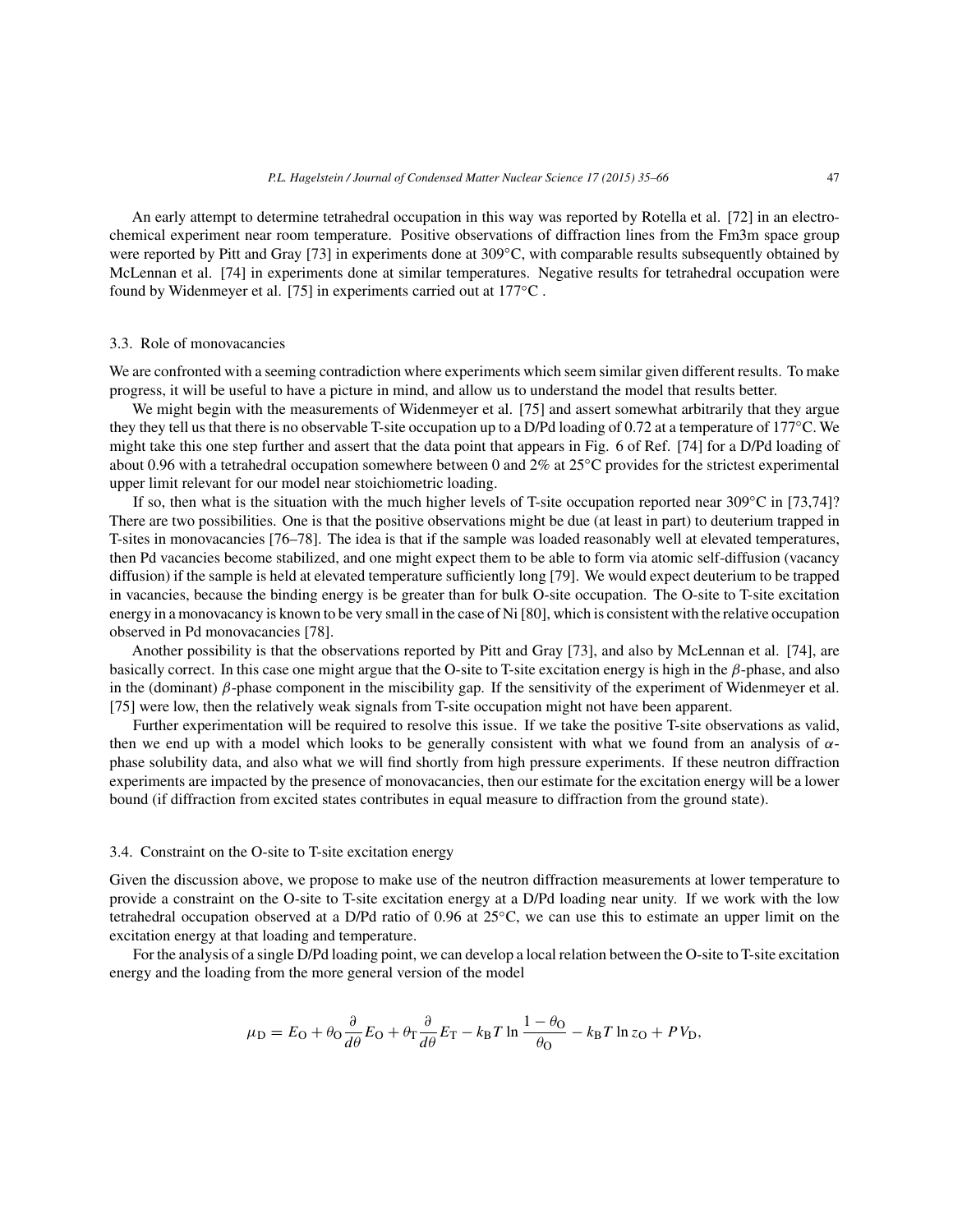An early attempt to determine tetrahedral occupation in this way was reported by Rotella et al. [72] in an electrochemical experiment near room temperature. Positive observations of diffraction lines from the Fm3m space group were reported by Pitt and Gray [73] in experiments done at 309°C, with comparable results subsequently obtained by McLennan et al. [74] in experiments done at similar temperatures. Negative results for tetrahedral occupation were found by Widenmeyer et al. [75] in experiments carried out at 177°C .

### 3.3. Role of monovacancies

We are confronted with a seeming contradiction where experiments which seem similar given different results. To make progress, it will be useful to have a picture in mind, and allow us to understand the model that results better.

We might begin with the measurements of Widenmeyer et al. [75] and assert somewhat arbitrarily that they argue they they tell us that there is no observable T-site occupation up to a D/Pd loading of 0.72 at a temperature of 177°C. We might take this one step further and assert that the data point that appears in Fig. 6 of Ref. [74] for a D/Pd loading of about 0.96 with a tetrahedral occupation somewhere between 0 and 2% at 25°C provides for the strictest experimental upper limit relevant for our model near stoichiometric loading.

If so, then what is the situation with the much higher levels of T-site occupation reported near 309°C in [73,74]? There are two possibilities. One is that the positive observations might be due (at least in part) to deuterium trapped in T-sites in monovacancies [76–78]. The idea is that if the sample was loaded reasonably well at elevated temperatures, then Pd vacancies become stabilized, and one might expect them to be able to form via atomic self-diffusion (vacancy diffusion) if the sample is held at elevated temperature sufficiently long [79]. We would expect deuterium to be trapped in vacancies, because the binding energy is be greater than for bulk O-site occupation. The O-site to T-site excitation energy in a monovacancy is known to be very small in the case of Ni [80], which is consistent with the relative occupation observed in Pd monovacancies [78].

Another possibility is that the observations reported by Pitt and Gray [73], and also by McLennan et al. [74], are basically correct. In this case one might argue that the O-site to T-site excitation energy is high in the $\beta$-phase, and also in the (dominant) $\beta$-phase component in the miscibility gap. If the sensitivity of the experiment of Widenmeyer et al. [75] were low, then the relatively weak signals from T-site occupation might not have been apparent.

Further experimentation will be required to resolve this issue. If we take the positive T-site observations as valid, then we end up with a model which looks to be generally consistent with what we found from an analysis of $\alpha$-phase solubility data, and also what we will find shortly from high pressure experiments. If these neutron diffraction experiments are impacted by the presence of monovacancies, then our estimate for the excitation energy will be a lower bound (if diffraction from excited states contributes in equal measure to diffraction from the ground state).

### 3.4. Constraint on the O-site to T-site excitation energy

Given the discussion above, we propose to make use of the neutron diffraction measurements at lower temperature to provide a constraint on the O-site to T-site excitation energy at a D/Pd loading near unity. If we work with the low tetrahedral occupation observed at a D/Pd ratio of 0.96 at 25°C, we can use this to estimate an upper limit on the excitation energy at that loading and temperature.

For the analysis of a single D/Pd loading point, we can develop a local relation between the O-site to T-site excitation energy and the loading from the more general version of the model

$$\mu_{\mathrm{D}} = E_{\mathrm{O}} + \theta_{\mathrm{O}} \frac{\partial}{d\theta} E_{\mathrm{O}} + \theta_{\mathrm{T}} \frac{\partial}{d\theta} E_{\mathrm{T}} - k_{\mathrm{B}} T \ln \frac{1-\theta_{\mathrm{O}}}{\theta_{\mathrm{O}}} - k_{\mathrm{B}} T \ln z_{\mathrm{O}} + P V_{\mathrm{D}},$$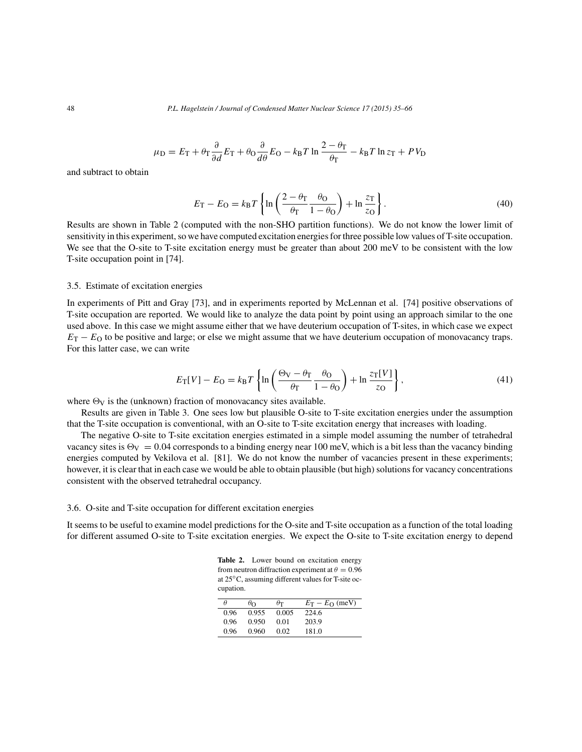$$\mu_D = E_T + \theta_T \frac{\partial}{\partial d} E_T + \theta_O \frac{\partial}{d\theta} E_O - k_B T \ln \frac{2-\theta_T}{\theta_T} - k_B T \ln z_T + PV_D$$

and subtract to obtain

$$E_T - E_O = k_B T \left\{ \ln \left( \frac{2-\theta_T}{\theta_T} \frac{\theta_O}{1-\theta_O} \right) + \ln \frac{z_T}{z_O} \right\}. \tag{40}$$

Results are shown in Table 2 (computed with the non-SHO partition functions). We do not know the lower limit of sensitivity in this experiment, so we have computed excitation energies for three possible low values of T-site occupation. We see that the O-site to T-site excitation energy must be greater than about 200 meV to be consistent with the low T-site occupation point in [74].

### 3.5. Estimate of excitation energies

In experiments of Pitt and Gray [73], and in experiments reported by McLennan et al. [74] positive observations of T-site occupation are reported. We would like to analyze the data point by point using an approach similar to the one used above. In this case we might assume either that we have deuterium occupation of T-sites, in which case we expect $E_T - E_O$ to be positive and large; or else we might assume that we have deuterium occupation of monovacancy traps. For this latter case, we can write

$$E_T[V] - E_O = k_B T \left\{ \ln \left( \frac{\Theta_V - \theta_T}{\theta_T} \frac{\theta_O}{1-\theta_O} \right) + \ln \frac{z_T[V]}{z_O} \right\}, \tag{41}$$

where $\Theta_V$ is the (unknown) fraction of monovacancy sites available.

Results are given in Table 3. One sees low but plausible O-site to T-site excitation energies under the assumption that the T-site occupation is conventional, with an O-site to T-site excitation energy that increases with loading.

The negative O-site to T-site excitation energies estimated in a simple model assuming the number of tetrahedral vacancy sites is $\Theta_V = 0.04$ corresponds to a binding energy near 100 meV, which is a bit less than the vacancy binding energies computed by Vekilova et al. [81]. We do not know the number of vacancies present in these experiments; however, it is clear that in each case we would be able to obtain plausible (but high) solutions for vacancy concentrations consistent with the observed tetrahedral occupancy.

### 3.6. O-site and T-site occupation for different excitation energies

It seems to be useful to examine model predictions for the O-site and T-site occupation as a function of the total loading for different assumed O-site to T-site excitation energies. We expect the O-site to T-site excitation energy to depend

**Table 2.** Lower bound on excitation energy from neutron diffraction experiment at $\theta = 0.96$ at 25°C, assuming different values for T-site occupation.

| $\theta$ | $\theta_O$ | $\theta_T$ | $E_T - E_O$ (meV) |
|---|---|---|---|
| 0.96 | 0.955 | 0.005 | 224.6 |
| 0.96 | 0.950 | 0.01 | 203.9 |
| 0.96 | 0.960 | 0.02 | 181.0 |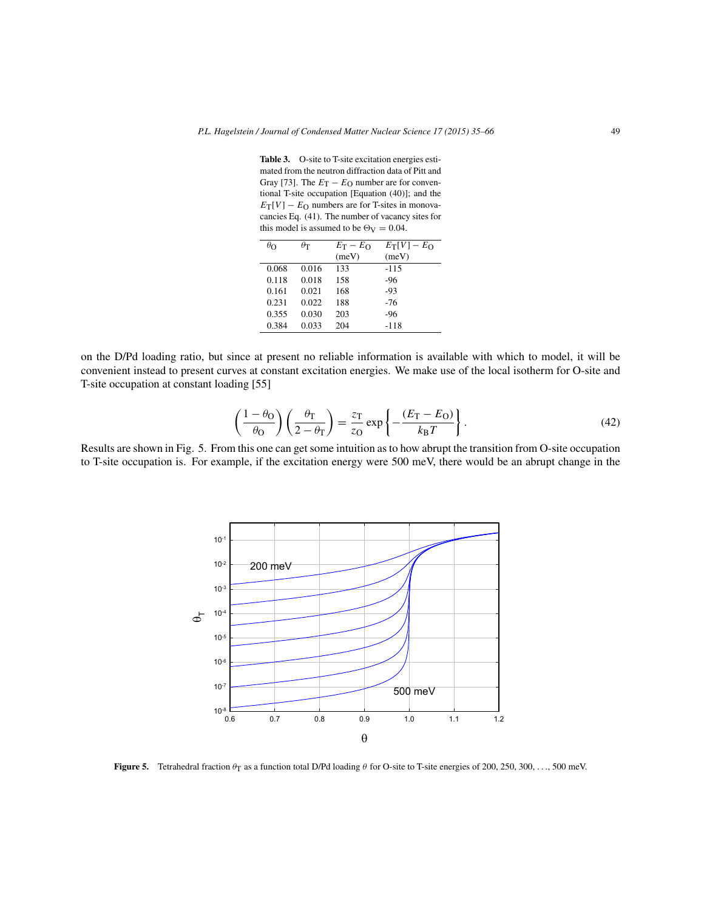**Table 3.** O-site to T-site excitation energies estimated from the neutron diffraction data of Pitt and Gray [73]. The $E_\mathrm{T} - E_\mathrm{O}$ number are for conventional T-site occupation [Equation (40)]; and the $E_\mathrm{T}[V] - E_\mathrm{O}$ numbers are for T-sites in monovacancies Eq. (41). The number of vacancy sites for this model is assumed to be $\Theta_\mathrm{V} = 0.04$.

| $\theta_\mathrm{O}$ | $\theta_\mathrm{T}$ | $E_\mathrm{T} - E_\mathrm{O}$ (meV) | $E_\mathrm{T}[V] - E_\mathrm{O}$ (meV) |
|---|---|---|---|
| 0.068 | 0.016 | 133 | -115 |
| 0.118 | 0.018 | 158 | -96 |
| 0.161 | 0.021 | 168 | -93 |
| 0.231 | 0.022 | 188 | -76 |
| 0.355 | 0.030 | 203 | -96 |
| 0.384 | 0.033 | 204 | -118 |

on the D/Pd loading ratio, but since at present no reliable information is available with which to model, it will be convenient instead to present curves at constant excitation energies. We make use of the local isotherm for O-site and T-site occupation at constant loading [55]

$$\left(\frac{1-\theta_\mathrm{O}}{\theta_\mathrm{O}}\right)\left(\frac{\theta_\mathrm{T}}{2-\theta_\mathrm{T}}\right) = \frac{z_\mathrm{T}}{z_\mathrm{O}} \exp\left\{-\frac{(E_\mathrm{T}-E_\mathrm{O})}{k_\mathrm{B}T}\right\}. \tag{42}$$

Results are shown in Fig. 5. From this one can get some intuition as to how abrupt the transition from O-site occupation to T-site occupation is. For example, if the excitation energy were 500 meV, there would be an abrupt change in the

**Figure 5.** Tetrahedral fraction $\theta_\mathrm{T}$ as a function total D/Pd loading $\theta$ for O-site to T-site energies of 200, 250, 300, . . ., 500 meV.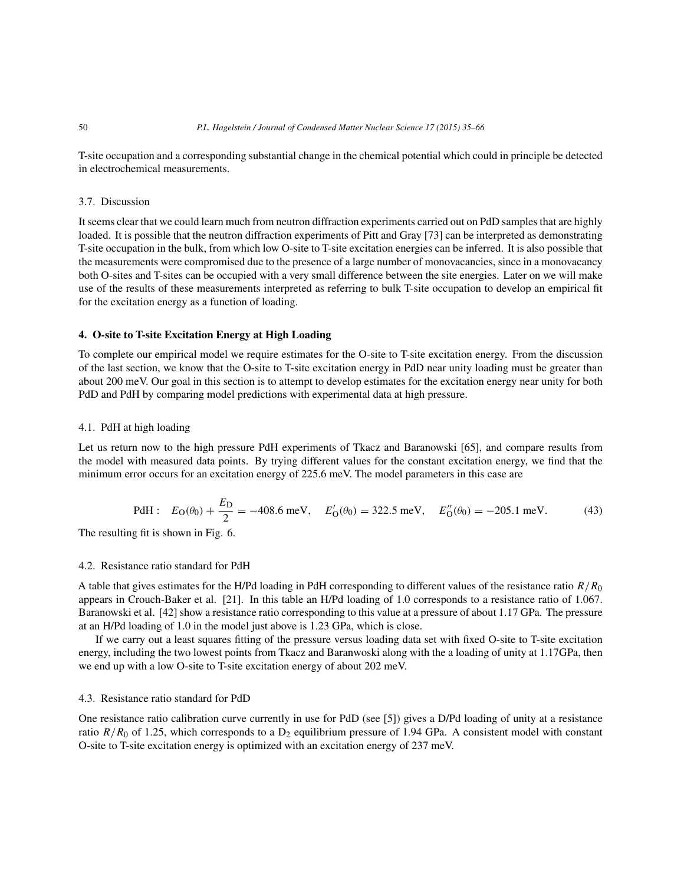T-site occupation and a corresponding substantial change in the chemical potential which could in principle be detected in electrochemical measurements.

### 3.7. Discussion

It seems clear that we could learn much from neutron diffraction experiments carried out on PdD samples that are highly loaded. It is possible that the neutron diffraction experiments of Pitt and Gray [73] can be interpreted as demonstrating T-site occupation in the bulk, from which low O-site to T-site excitation energies can be inferred. It is also possible that the measurements were compromised due to the presence of a large number of monovacancies, since in a monovacancy both O-sites and T-sites can be occupied with a very small difference between the site energies. Later on we will make use of the results of these measurements interpreted as referring to bulk T-site occupation to develop an empirical fit for the excitation energy as a function of loading.

## 4. O-site to T-site Excitation Energy at High Loading

To complete our empirical model we require estimates for the O-site to T-site excitation energy. From the discussion of the last section, we know that the O-site to T-site excitation energy in PdD near unity loading must be greater than about 200 meV. Our goal in this section is to attempt to develop estimates for the excitation energy near unity for both PdD and PdH by comparing model predictions with experimental data at high pressure.

### 4.1. PdH at high loading

Let us return now to the high pressure PdH experiments of Tkacz and Baranowski [65], and compare results from the model with measured data points. By trying different values for the constant excitation energy, we find that the minimum error occurs for an excitation energy of 225.6 meV. The model parameters in this case are

$$\text{PdH}: \quad E_{\text{O}}(\theta_0) + \frac{E_{\text{D}}}{2} = -408.6 \text{ meV}, \quad E'_{\text{O}}(\theta_0) = 322.5 \text{ meV}, \quad E''_{\text{O}}(\theta_0) = -205.1 \text{ meV}. \tag{43}$$

The resulting fit is shown in Fig. 6.

### 4.2. Resistance ratio standard for PdH

A table that gives estimates for the H/Pd loading in PdH corresponding to different values of the resistance ratio $R/R_0$ appears in Crouch-Baker et al. [21]. In this table an H/Pd loading of 1.0 corresponds to a resistance ratio of 1.067. Baranowski et al. [42] show a resistance ratio corresponding to this value at a pressure of about 1.17 GPa. The pressure at an H/Pd loading of 1.0 in the model just above is 1.23 GPa, which is close.

If we carry out a least squares fitting of the pressure versus loading data set with fixed O-site to T-site excitation energy, including the two lowest points from Tkacz and Baranwoski along with the a loading of unity at 1.17GPa, then we end up with a low O-site to T-site excitation energy of about 202 meV.

### 4.3. Resistance ratio standard for PdD

One resistance ratio calibration curve currently in use for PdD (see [5]) gives a D/Pd loading of unity at a resistance ratio $R/R_0$ of 1.25, which corresponds to a $D_2$ equilibrium pressure of 1.94 GPa. A consistent model with constant O-site to T-site excitation energy is optimized with an excitation energy of 237 meV.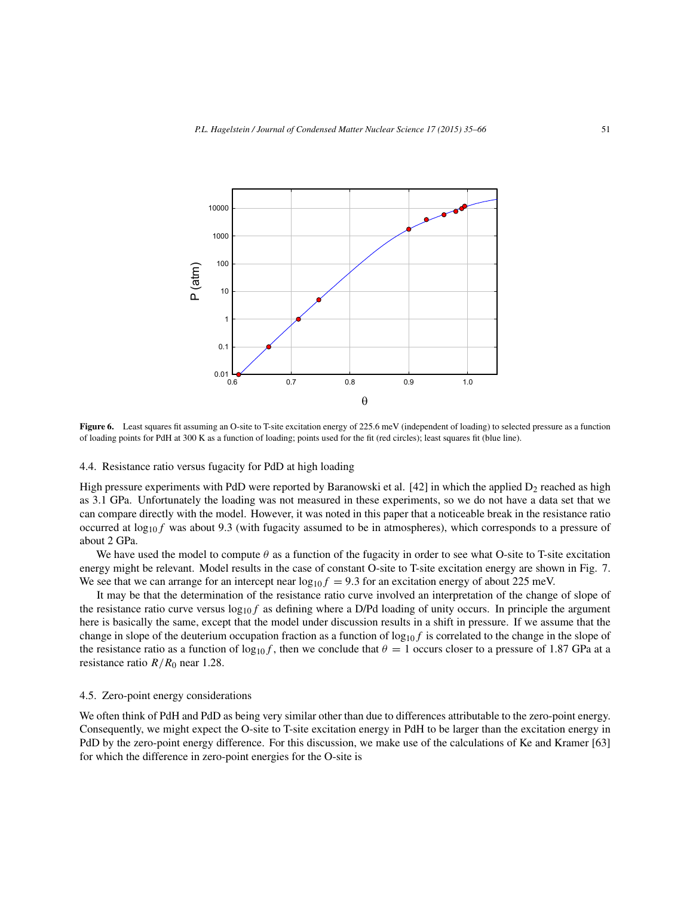**Figure 6.** Least squares fit assuming an O-site to T-site excitation energy of 225.6 meV (independent of loading) to selected pressure as a function of loading points for PdH at 300 K as a function of loading; points used for the fit (red circles); least squares fit (blue line).

### 4.4. Resistance ratio versus fugacity for PdD at high loading

High pressure experiments with PdD were reported by Baranowski et al. [42] in which the applied $D_2$ reached as high as 3.1 GPa. Unfortunately the loading was not measured in these experiments, so we do not have a data set that we can compare directly with the model. However, it was noted in this paper that a noticeable break in the resistance ratio occurred at $\log_{10} f$ was about 9.3 (with fugacity assumed to be in atmospheres), which corresponds to a pressure of about 2 GPa.

We have used the model to compute $\theta$ as a function of the fugacity in order to see what O-site to T-site excitation energy might be relevant. Model results in the case of constant O-site to T-site excitation energy are shown in Fig. 7. We see that we can arrange for an intercept near $\log_{10} f = 9.3$ for an excitation energy of about 225 meV.

It may be that the determination of the resistance ratio curve involved an interpretation of the change of slope of the resistance ratio curve versus $\log_{10} f$ as defining where a D/Pd loading of unity occurs. In principle the argument here is basically the same, except that the model under discussion results in a shift in pressure. If we assume that the change in slope of the deuterium occupation fraction as a function of $\log_{10} f$ is correlated to the change in the slope of the resistance ratio as a function of $\log_{10} f$, then we conclude that $\theta = 1$ occurs closer to a pressure of 1.87 GPa at a resistance ratio $R/R_0$ near 1.28.

### 4.5. Zero-point energy considerations

We often think of PdH and PdD as being very similar other than due to differences attributable to the zero-point energy. Consequently, we might expect the O-site to T-site excitation energy in PdH to be larger than the excitation energy in PdD by the zero-point energy difference. For this discussion, we make use of the calculations of Ke and Kramer [63] for which the difference in zero-point energies for the O-site is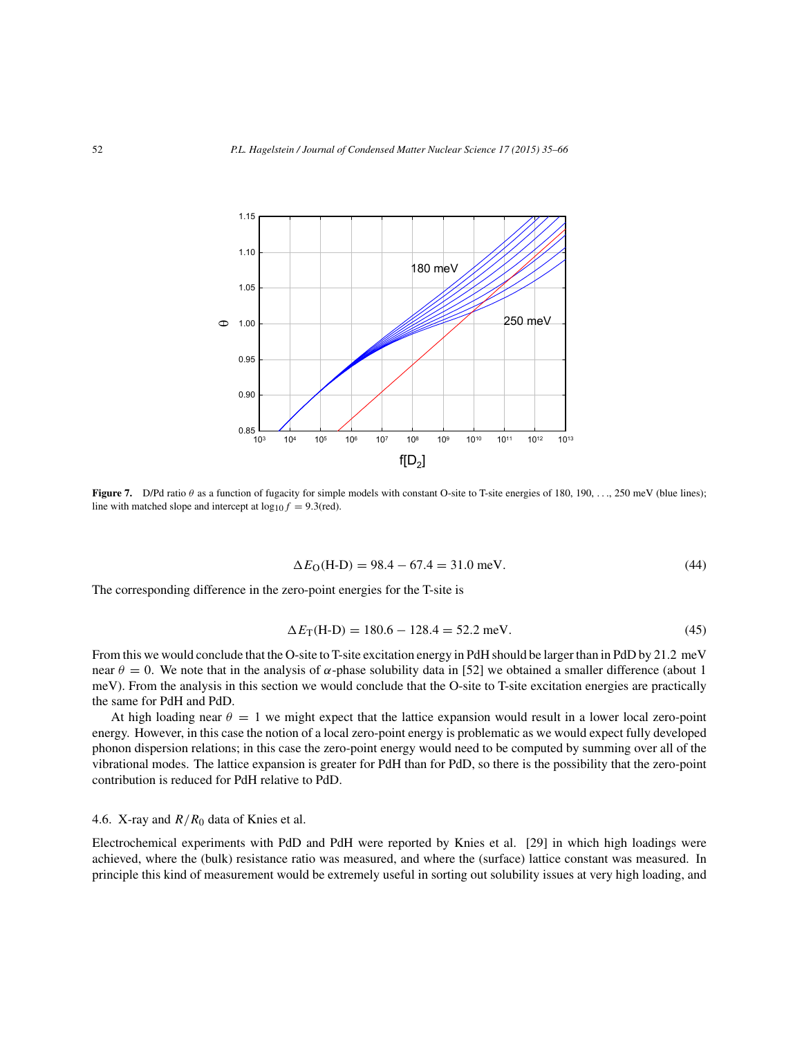**Figure 7.** D/Pd ratio $\theta$ as a function of fugacity for simple models with constant O-site to T-site energies of 180, 190, . . ., 250 meV (blue lines); line with matched slope and intercept at $\log_{10} f = 9.3$(red).

$$\Delta E_{\rm O}(\text{H-D}) = 98.4 - 67.4 = 31.0 \text{ meV}. \tag{44}$$

The corresponding difference in the zero-point energies for the T-site is

$$\Delta E_{\rm T}(\text{H-D}) = 180.6 - 128.4 = 52.2 \text{ meV}. \tag{45}$$

From this we would conclude that the O-site to T-site excitation energy in PdH should be larger than in PdD by 21.2 meV near $\theta = 0$. We note that in the analysis of $\alpha$-phase solubility data in [52] we obtained a smaller difference (about 1 meV). From the analysis in this section we would conclude that the O-site to T-site excitation energies are practically the same for PdH and PdD.

At high loading near $\theta = 1$ we might expect that the lattice expansion would result in a lower local zero-point energy. However, in this case the notion of a local zero-point energy is problematic as we would expect fully developed phonon dispersion relations; in this case the zero-point energy would need to be computed by summing over all of the vibrational modes. The lattice expansion is greater for PdH than for PdD, so there is the possibility that the zero-point contribution is reduced for PdH relative to PdD.

### 4.6. X-ray and $R/R_0$ data of Knies et al.

Electrochemical experiments with PdD and PdH were reported by Knies et al. [29] in which high loadings were achieved, where the (bulk) resistance ratio was measured, and where the (surface) lattice constant was measured. In principle this kind of measurement would be extremely useful in sorting out solubility issues at very high loading, and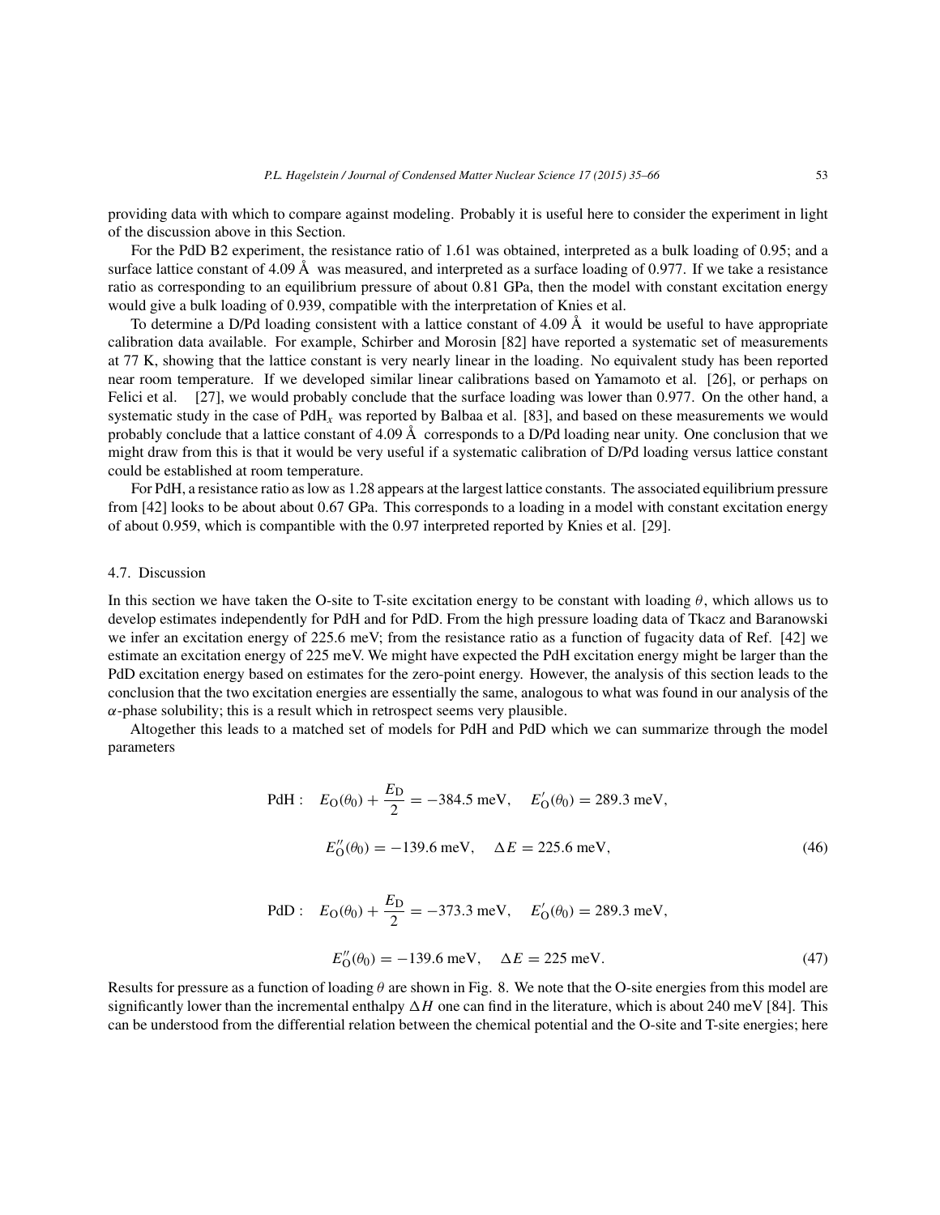providing data with which to compare against modeling. Probably it is useful here to consider the experiment in light of the discussion above in this Section.

For the PdD B2 experiment, the resistance ratio of 1.61 was obtained, interpreted as a bulk loading of 0.95; and a surface lattice constant of 4.09 Å was measured, and interpreted as a surface loading of 0.977. If we take a resistance ratio as corresponding to an equilibrium pressure of about 0.81 GPa, then the model with constant excitation energy would give a bulk loading of 0.939, compatible with the interpretation of Knies et al.

To determine a D/Pd loading consistent with a lattice constant of 4.09 Å it would be useful to have appropriate calibration data available. For example, Schirber and Morosin [82] have reported a systematic set of measurements at 77 K, showing that the lattice constant is very nearly linear in the loading. No equivalent study has been reported near room temperature. If we developed similar linear calibrations based on Yamamoto et al. [26], or perhaps on Felici et al. [27], we would probably conclude that the surface loading was lower than 0.977. On the other hand, a systematic study in the case of $PdH_x$ was reported by Balbaa et al. [83], and based on these measurements we would probably conclude that a lattice constant of 4.09 Å corresponds to a D/Pd loading near unity. One conclusion that we might draw from this is that it would be very useful if a systematic calibration of D/Pd loading versus lattice constant could be established at room temperature.

For PdH, a resistance ratio as low as 1.28 appears at the largest lattice constants. The associated equilibrium pressure from [42] looks to be about about 0.67 GPa. This corresponds to a loading in a model with constant excitation energy of about 0.959, which is compantible with the 0.97 interpreted reported by Knies et al. [29].

### 4.7. Discussion

In this section we have taken the O-site to T-site excitation energy to be constant with loading $\theta$, which allows us to develop estimates independently for PdH and for PdD. From the high pressure loading data of Tkacz and Baranowski we infer an excitation energy of 225.6 meV; from the resistance ratio as a function of fugacity data of Ref. [42] we estimate an excitation energy of 225 meV. We might have expected the PdH excitation energy might be larger than the PdD excitation energy based on estimates for the zero-point energy. However, the analysis of this section leads to the conclusion that the two excitation energies are essentially the same, analogous to what was found in our analysis of the $\alpha$-phase solubility; this is a result which in retrospect seems very plausible.

Altogether this leads to a matched set of models for PdH and PdD which we can summarize through the model parameters

$$\text{PdH}: \quad E_{\text{O}}(\theta_0) + \frac{E_{\text{D}}}{2} = -384.5 \text{ meV}, \quad E'_{\text{O}}(\theta_0) = 289.3 \text{ meV},$$
$$E''_{\text{O}}(\theta_0) = -139.6 \text{ meV}, \quad \Delta E = 225.6 \text{ meV}, \tag{46}$$

$$\text{PdD}: \quad E_{\text{O}}(\theta_0) + \frac{E_{\text{D}}}{2} = -373.3 \text{ meV}, \quad E'_{\text{O}}(\theta_0) = 289.3 \text{ meV},$$
$$E''_{\text{O}}(\theta_0) = -139.6 \text{ meV}, \quad \Delta E = 225 \text{ meV}. \tag{47}$$

Results for pressure as a function of loading $\theta$ are shown in Fig. 8. We note that the O-site energies from this model are significantly lower than the incremental enthalpy $\Delta H$ one can find in the literature, which is about 240 meV [84]. This can be understood from the differential relation between the chemical potential and the O-site and T-site energies; here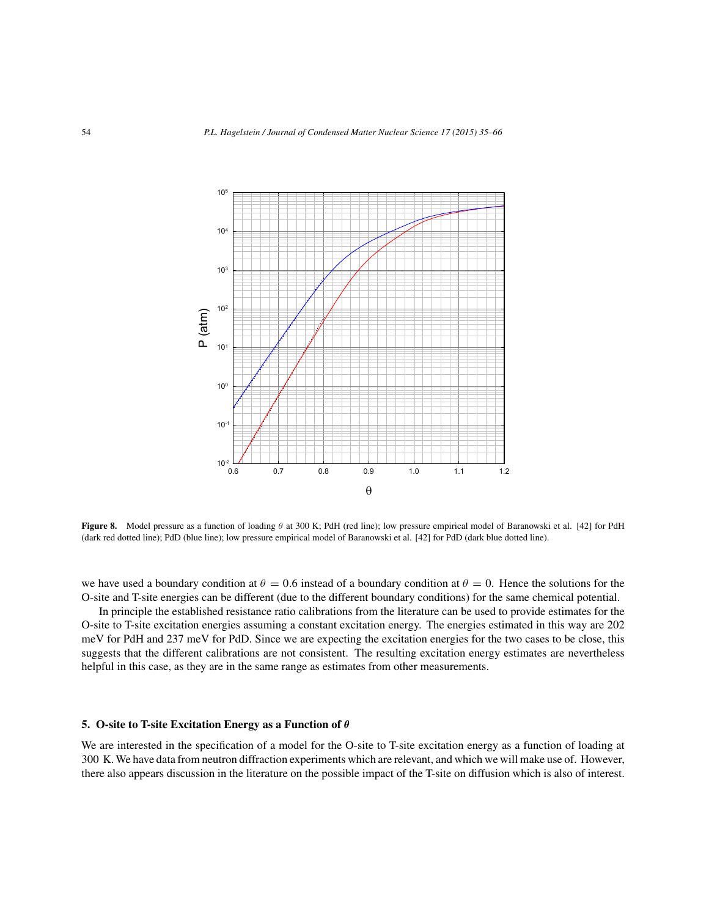**Figure 8.** Model pressure as a function of loading $\theta$ at 300 K; PdH (red line); low pressure empirical model of Baranowski et al. [42] for PdH (dark red dotted line); PdD (blue line); low pressure empirical model of Baranowski et al. [42] for PdD (dark blue dotted line).

we have used a boundary condition at $\theta = 0.6$ instead of a boundary condition at $\theta = 0$. Hence the solutions for the O-site and T-site energies can be different (due to the different boundary conditions) for the same chemical potential.

In principle the established resistance ratio calibrations from the literature can be used to provide estimates for the O-site to T-site excitation energies assuming a constant excitation energy. The energies estimated in this way are 202 meV for PdH and 237 meV for PdD. Since we are expecting the excitation energies for the two cases to be close, this suggests that the different calibrations are not consistent. The resulting excitation energy estimates are nevertheless helpful in this case, as they are in the same range as estimates from other measurements.

## 5. O-site to T-site Excitation Energy as a Function of $\theta$

We are interested in the specification of a model for the O-site to T-site excitation energy as a function of loading at 300 K. We have data from neutron diffraction experiments which are relevant, and which we will make use of. However, there also appears discussion in the literature on the possible impact of the T-site on diffusion which is also of interest.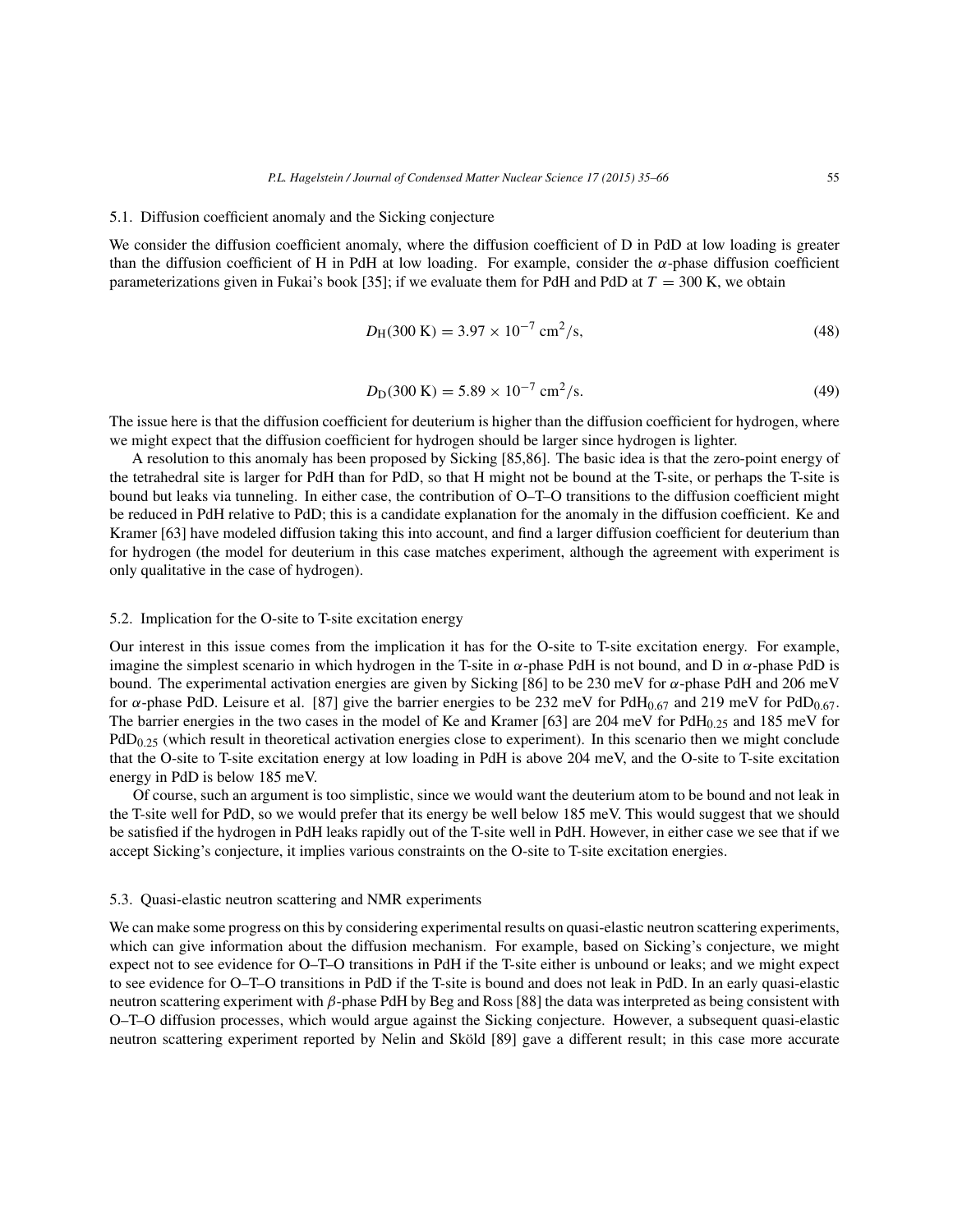### 5.1. Diffusion coefficient anomaly and the Sicking conjecture

We consider the diffusion coefficient anomaly, where the diffusion coefficient of D in PdD at low loading is greater than the diffusion coefficient of H in PdH at low loading. For example, consider the $\alpha$-phase diffusion coefficient parameterizations given in Fukai's book [35]; if we evaluate them for PdH and PdD at $T = 300$ K, we obtain

$$D_{\mathrm{H}}(300\ \mathrm{K}) = 3.97 \times 10^{-7}\ \mathrm{cm}^2/\mathrm{s}, \tag{48}$$

$$D_{\mathrm{D}}(300\ \mathrm{K}) = 5.89 \times 10^{-7}\ \mathrm{cm}^2/\mathrm{s}. \tag{49}$$

The issue here is that the diffusion coefficient for deuterium is higher than the diffusion coefficient for hydrogen, where we might expect that the diffusion coefficient for hydrogen should be larger since hydrogen is lighter.

A resolution to this anomaly has been proposed by Sicking [85,86]. The basic idea is that the zero-point energy of the tetrahedral site is larger for PdH than for PdD, so that H might not be bound at the T-site, or perhaps the T-site is bound but leaks via tunneling. In either case, the contribution of O–T–O transitions to the diffusion coefficient might be reduced in PdH relative to PdD; this is a candidate explanation for the anomaly in the diffusion coefficient. Ke and Kramer [63] have modeled diffusion taking this into account, and find a larger diffusion coefficient for deuterium than for hydrogen (the model for deuterium in this case matches experiment, although the agreement with experiment is only qualitative in the case of hydrogen).

### 5.2. Implication for the O-site to T-site excitation energy

Our interest in this issue comes from the implication it has for the O-site to T-site excitation energy. For example, imagine the simplest scenario in which hydrogen in the T-site in $\alpha$-phase PdH is not bound, and D in $\alpha$-phase PdD is bound. The experimental activation energies are given by Sicking [86] to be 230 meV for $\alpha$-phase PdH and 206 meV for $\alpha$-phase PdD. Leisure et al. [87] give the barrier energies to be 232 meV for $\mathrm{PdH}_{0.67}$ and 219 meV for $\mathrm{PdD}_{0.67}$. The barrier energies in the two cases in the model of Ke and Kramer [63] are 204 meV for $\mathrm{PdH}_{0.25}$ and 185 meV for $\mathrm{PdD}_{0.25}$ (which result in theoretical activation energies close to experiment). In this scenario then we might conclude that the O-site to T-site excitation energy at low loading in PdH is above 204 meV, and the O-site to T-site excitation energy in PdD is below 185 meV.

Of course, such an argument is too simplistic, since we would want the deuterium atom to be bound and not leak in the T-site well for PdD, so we would prefer that its energy be well below 185 meV. This would suggest that we should be satisfied if the hydrogen in PdH leaks rapidly out of the T-site well in PdH. However, in either case we see that if we accept Sicking's conjecture, it implies various constraints on the O-site to T-site excitation energies.

### 5.3. Quasi-elastic neutron scattering and NMR experiments

We can make some progress on this by considering experimental results on quasi-elastic neutron scattering experiments, which can give information about the diffusion mechanism. For example, based on Sicking's conjecture, we might expect not to see evidence for O–T–O transitions in PdH if the T-site either is unbound or leaks; and we might expect to see evidence for O–T–O transitions in PdD if the T-site is bound and does not leak in PdD. In an early quasi-elastic neutron scattering experiment with $\beta$-phase PdH by Beg and Ross [88] the data was interpreted as being consistent with O–T–O diffusion processes, which would argue against the Sicking conjecture. However, a subsequent quasi-elastic neutron scattering experiment reported by Nelin and Sköld [89] gave a different result; in this case more accurate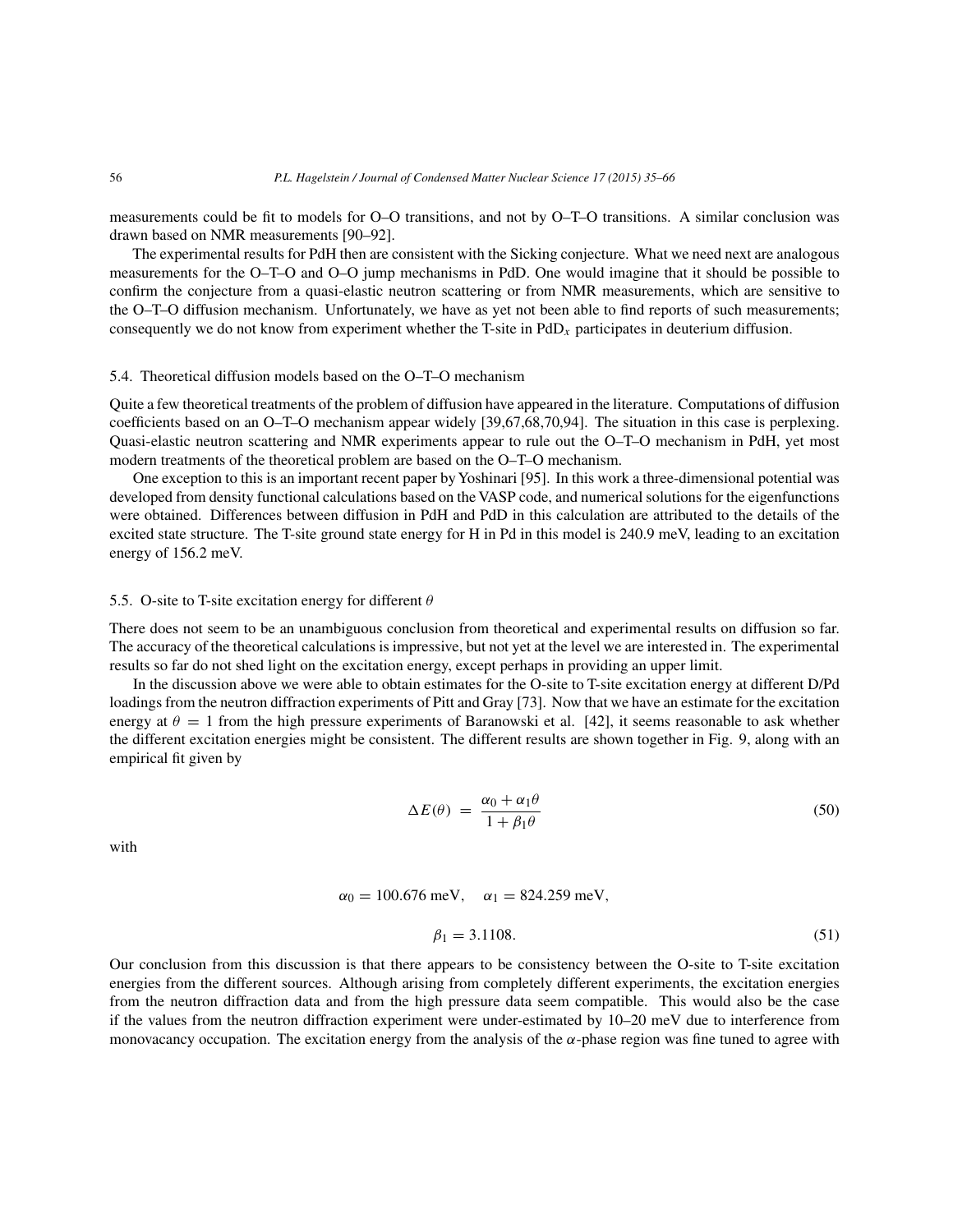measurements could be fit to models for O–O transitions, and not by O–T–O transitions. A similar conclusion was drawn based on NMR measurements [90–92].

The experimental results for PdH then are consistent with the Sicking conjecture. What we need next are analogous measurements for the O–T–O and O–O jump mechanisms in PdD. One would imagine that it should be possible to confirm the conjecture from a quasi-elastic neutron scattering or from NMR measurements, which are sensitive to the O–T–O diffusion mechanism. Unfortunately, we have as yet not been able to find reports of such measurements; consequently we do not know from experiment whether the T-site in $PdD_x$ participates in deuterium diffusion.

### 5.4. Theoretical diffusion models based on the O–T–O mechanism

Quite a few theoretical treatments of the problem of diffusion have appeared in the literature. Computations of diffusion coefficients based on an O–T–O mechanism appear widely [39,67,68,70,94]. The situation in this case is perplexing. Quasi-elastic neutron scattering and NMR experiments appear to rule out the O–T–O mechanism in PdH, yet most modern treatments of the theoretical problem are based on the O–T–O mechanism.

One exception to this is an important recent paper by Yoshinari [95]. In this work a three-dimensional potential was developed from density functional calculations based on the VASP code, and numerical solutions for the eigenfunctions were obtained. Differences between diffusion in PdH and PdD in this calculation are attributed to the details of the excited state structure. The T-site ground state energy for H in Pd in this model is 240.9 meV, leading to an excitation energy of 156.2 meV.

### 5.5. O-site to T-site excitation energy for different $\theta$

There does not seem to be an unambiguous conclusion from theoretical and experimental results on diffusion so far. The accuracy of the theoretical calculations is impressive, but not yet at the level we are interested in. The experimental results so far do not shed light on the excitation energy, except perhaps in providing an upper limit.

In the discussion above we were able to obtain estimates for the O-site to T-site excitation energy at different D/Pd loadings from the neutron diffraction experiments of Pitt and Gray [73]. Now that we have an estimate for the excitation energy at $\theta = 1$ from the high pressure experiments of Baranowski et al. [42], it seems reasonable to ask whether the different excitation energies might be consistent. The different results are shown together in Fig. 9, along with an empirical fit given by

$$\Delta E(\theta) = \frac{\alpha_0 + \alpha_1 \theta}{1 + \beta_1 \theta} \tag{50}$$

with

$$\alpha_0 = 100.676 \text{ meV}, \quad \alpha_1 = 824.259 \text{ meV},$$

$$\beta_1 = 3.1108. \tag{51}$$

Our conclusion from this discussion is that there appears to be consistency between the O-site to T-site excitation energies from the different sources. Although arising from completely different experiments, the excitation energies from the neutron diffraction data and from the high pressure data seem compatible. This would also be the case if the values from the neutron diffraction experiment were under-estimated by 10–20 meV due to interference from monovacancy occupation. The excitation energy from the analysis of the $\alpha$-phase region was fine tuned to agree with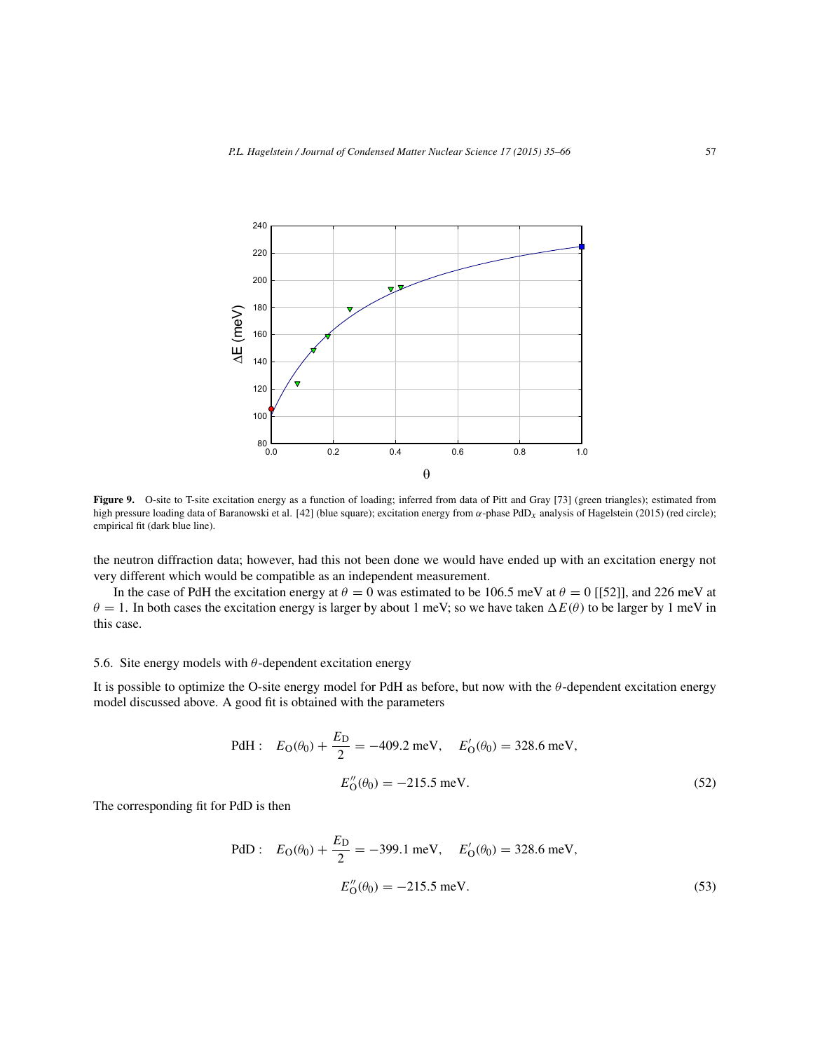**Figure 9.** O-site to T-site excitation energy as a function of loading; inferred from data of Pitt and Gray [73] (green triangles); estimated from high pressure loading data of Baranowski et al. [42] (blue square); excitation energy from $\alpha$-phase $PdD_x$ analysis of Hagelstein (2015) (red circle); empirical fit (dark blue line).

the neutron diffraction data; however, had this not been done we would have ended up with an excitation energy not very different which would be compatible as an independent measurement.

In the case of PdH the excitation energy at $\theta = 0$ was estimated to be 106.5 meV at $\theta = 0$ [[52]], and 226 meV at $\theta = 1$. In both cases the excitation energy is larger by about 1 meV; so we have taken $\Delta E(\theta)$ to be larger by 1 meV in this case.

### 5.6. Site energy models with $\theta$-dependent excitation energy

It is possible to optimize the O-site energy model for PdH as before, but now with the $\theta$-dependent excitation energy model discussed above. A good fit is obtained with the parameters

$$\text{PdH}: \quad E_{\text{O}}(\theta_0) + \frac{E_{\text{D}}}{2} = -409.2 \text{ meV}, \quad E'_{\text{O}}(\theta_0) = 328.6 \text{ meV},$$

$$E''_{\text{O}}(\theta_0) = -215.5 \text{ meV}. \tag{52}$$

The corresponding fit for PdD is then

$$\text{PdD}: \quad E_{\text{O}}(\theta_0) + \frac{E_{\text{D}}}{2} = -399.1 \text{ meV}, \quad E'_{\text{O}}(\theta_0) = 328.6 \text{ meV},$$

$$E''_{\text{O}}(\theta_0) = -215.5 \text{ meV}. \tag{53}$$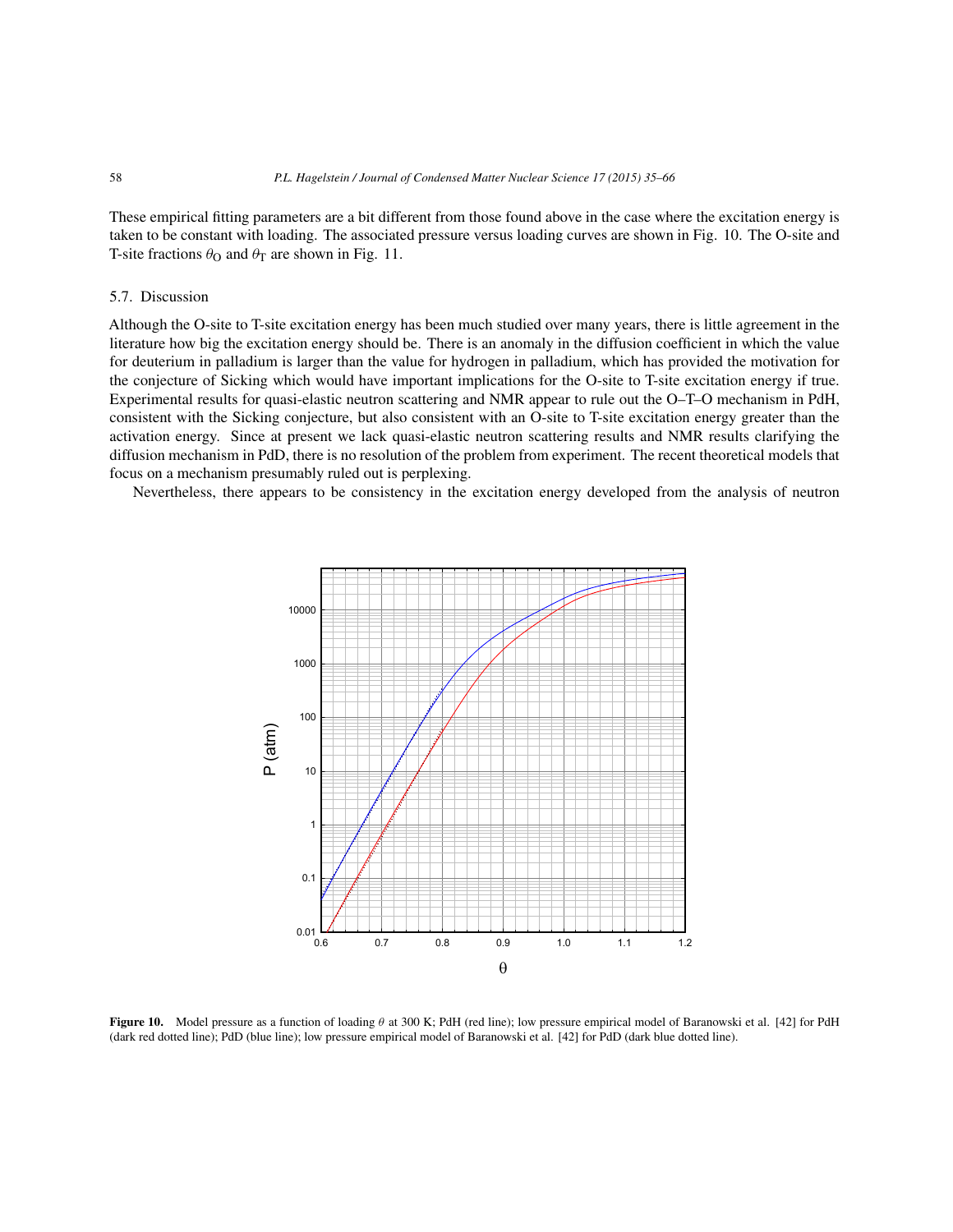These empirical fitting parameters are a bit different from those found above in the case where the excitation energy is taken to be constant with loading. The associated pressure versus loading curves are shown in Fig. 10. The O-site and T-site fractions $\theta_O$ and $\theta_T$ are shown in Fig. 11.

### 5.7. Discussion

Although the O-site to T-site excitation energy has been much studied over many years, there is little agreement in the literature how big the excitation energy should be. There is an anomaly in the diffusion coefficient in which the value for deuterium in palladium is larger than the value for hydrogen in palladium, which has provided the motivation for the conjecture of Sicking which would have important implications for the O-site to T-site excitation energy if true. Experimental results for quasi-elastic neutron scattering and NMR appear to rule out the O–T–O mechanism in PdH, consistent with the Sicking conjecture, but also consistent with an O-site to T-site excitation energy greater than the activation energy. Since at present we lack quasi-elastic neutron scattering results and NMR results clarifying the diffusion mechanism in PdD, there is no resolution of the problem from experiment. The recent theoretical models that focus on a mechanism presumably ruled out is perplexing.

Nevertheless, there appears to be consistency in the excitation energy developed from the analysis of neutron

**Figure 10.** Model pressure as a function of loading $\theta$ at 300 K; PdH (red line); low pressure empirical model of Baranowski et al. [42] for PdH (dark red dotted line); PdD (blue line); low pressure empirical model of Baranowski et al. [42] for PdD (dark blue dotted line).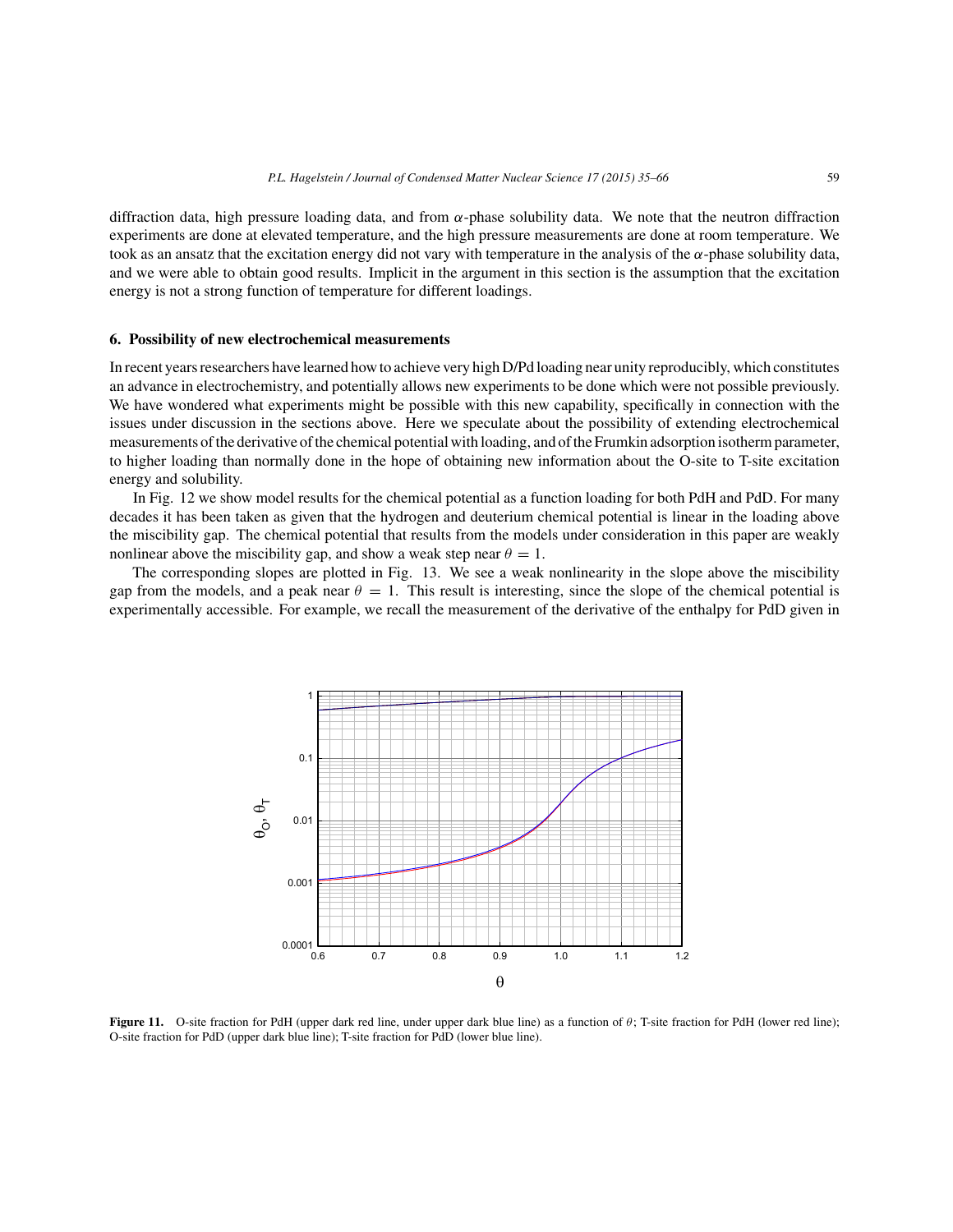diffraction data, high pressure loading data, and from $\alpha$-phase solubility data. We note that the neutron diffraction experiments are done at elevated temperature, and the high pressure measurements are done at room temperature. We took as an ansatz that the excitation energy did not vary with temperature in the analysis of the $\alpha$-phase solubility data, and we were able to obtain good results. Implicit in the argument in this section is the assumption that the excitation energy is not a strong function of temperature for different loadings.

## 6. Possibility of new electrochemical measurements

In recent years researchers have learned how to achieve very high D/Pd loading near unity reproducibly, which constitutes an advance in electrochemistry, and potentially allows new experiments to be done which were not possible previously. We have wondered what experiments might be possible with this new capability, specifically in connection with the issues under discussion in the sections above. Here we speculate about the possibility of extending electrochemical measurements of the derivative of the chemical potential with loading, and of the Frumkin adsorption isotherm parameter, to higher loading than normally done in the hope of obtaining new information about the O-site to T-site excitation energy and solubility.

In Fig. 12 we show model results for the chemical potential as a function loading for both PdH and PdD. For many decades it has been taken as given that the hydrogen and deuterium chemical potential is linear in the loading above the miscibility gap. The chemical potential that results from the models under consideration in this paper are weakly nonlinear above the miscibility gap, and show a weak step near $\theta = 1$.

The corresponding slopes are plotted in Fig. 13. We see a weak nonlinearity in the slope above the miscibility gap from the models, and a peak near $\theta = 1$. This result is interesting, since the slope of the chemical potential is experimentally accessible. For example, we recall the measurement of the derivative of the enthalpy for PdD given in

**Figure 11.** O-site fraction for PdH (upper dark red line, under upper dark blue line) as a function of $\theta$; T-site fraction for PdH (lower red line); O-site fraction for PdD (upper dark blue line); T-site fraction for PdD (lower blue line).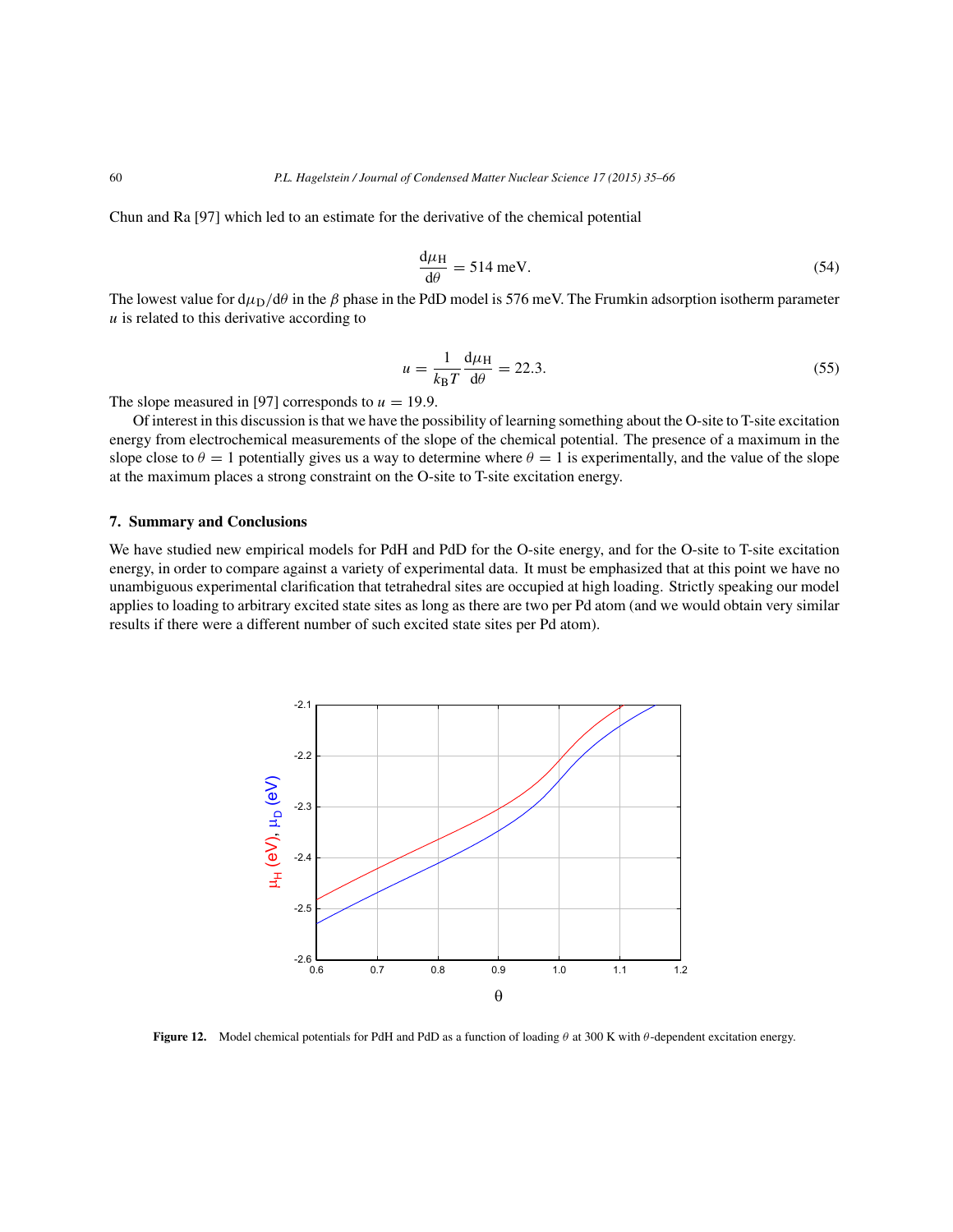Chun and Ra [97] which led to an estimate for the derivative of the chemical potential

$$\frac{d\mu_H}{d\theta} = 514 \text{ meV}. \tag{54}$$

The lowest value for $d\mu_D/d\theta$ in the $\beta$ phase in the PdD model is 576 meV. The Frumkin adsorption isotherm parameter $u$ is related to this derivative according to

$$u = \frac{1}{k_B T} \frac{d\mu_H}{d\theta} = 22.3. \tag{55}$$

The slope measured in [97] corresponds to $u = 19.9$.

Of interest in this discussion is that we have the possibility of learning something about the O-site to T-site excitation energy from electrochemical measurements of the slope of the chemical potential. The presence of a maximum in the slope close to $\theta = 1$ potentially gives us a way to determine where $\theta = 1$ is experimentally, and the value of the slope at the maximum places a strong constraint on the O-site to T-site excitation energy.

## 7. Summary and Conclusions

We have studied new empirical models for PdH and PdD for the O-site energy, and for the O-site to T-site excitation energy, in order to compare against a variety of experimental data. It must be emphasized that at this point we have no unambiguous experimental clarification that tetrahedral sites are occupied at high loading. Strictly speaking our model applies to loading to arbitrary excited state sites as long as there are two per Pd atom (and we would obtain very similar results if there were a different number of such excited state sites per Pd atom).

**Figure 12.** Model chemical potentials for PdH and PdD as a function of loading $\theta$ at 300 K with $\theta$-dependent excitation energy.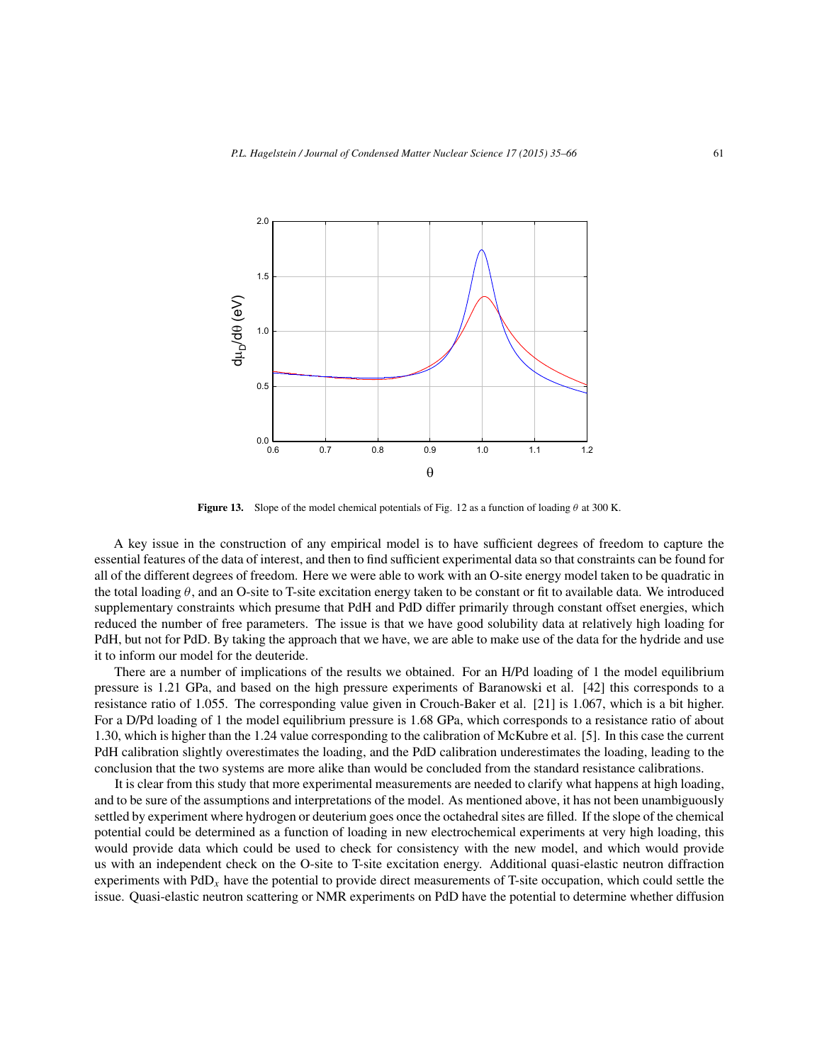**Figure 13.** Slope of the model chemical potentials of Fig. 12 as a function of loading $\theta$ at 300 K.

A key issue in the construction of any empirical model is to have sufficient degrees of freedom to capture the essential features of the data of interest, and then to find sufficient experimental data so that constraints can be found for all of the different degrees of freedom. Here we were able to work with an O-site energy model taken to be quadratic in the total loading $\theta$, and an O-site to T-site excitation energy taken to be constant or fit to available data. We introduced supplementary constraints which presume that PdH and PdD differ primarily through constant offset energies, which reduced the number of free parameters. The issue is that we have good solubility data at relatively high loading for PdH, but not for PdD. By taking the approach that we have, we are able to make use of the data for the hydride and use it to inform our model for the deuteride.

There are a number of implications of the results we obtained. For an H/Pd loading of 1 the model equilibrium pressure is 1.21 GPa, and based on the high pressure experiments of Baranowski et al. [42] this corresponds to a resistance ratio of 1.055. The corresponding value given in Crouch-Baker et al. [21] is 1.067, which is a bit higher. For a D/Pd loading of 1 the model equilibrium pressure is 1.68 GPa, which corresponds to a resistance ratio of about 1.30, which is higher than the 1.24 value corresponding to the calibration of McKubre et al. [5]. In this case the current PdH calibration slightly overestimates the loading, and the PdD calibration underestimates the loading, leading to the conclusion that the two systems are more alike than would be concluded from the standard resistance calibrations.

It is clear from this study that more experimental measurements are needed to clarify what happens at high loading, and to be sure of the assumptions and interpretations of the model. As mentioned above, it has not been unambiguously settled by experiment where hydrogen or deuterium goes once the octahedral sites are filled. If the slope of the chemical potential could be determined as a function of loading in new electrochemical experiments at very high loading, this would provide data which could be used to check for consistency with the new model, and which would provide us with an independent check on the O-site to T-site excitation energy. Additional quasi-elastic neutron diffraction experiments with $PdD_x$ have the potential to provide direct measurements of T-site occupation, which could settle the issue. Quasi-elastic neutron scattering or NMR experiments on PdD have the potential to determine whether diffusion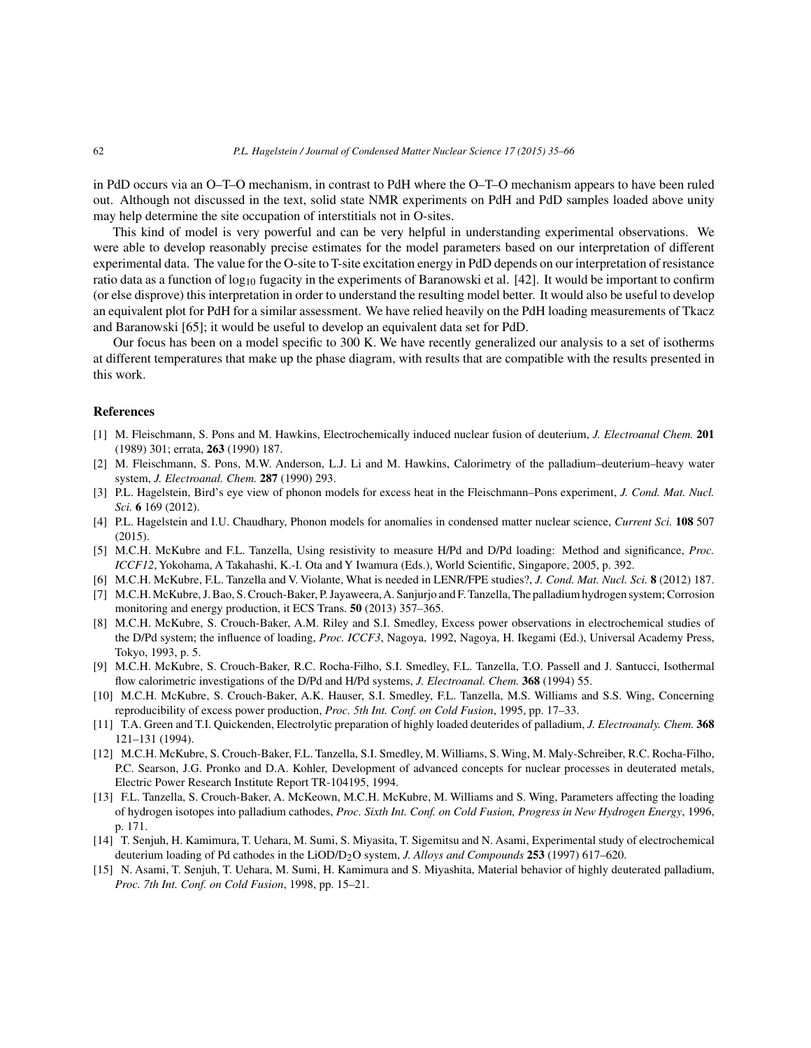in PdD occurs via an O–T–O mechanism, in contrast to PdH where the O–T–O mechanism appears to have been ruled out. Although not discussed in the text, solid state NMR experiments on PdH and PdD samples loaded above unity may help determine the site occupation of interstitials not in O-sites.

This kind of model is very powerful and can be very helpful in understanding experimental observations. We were able to develop reasonably precise estimates for the model parameters based on our interpretation of different experimental data. The value for the O-site to T-site excitation energy in PdD depends on our interpretation of resistance ratio data as a function of $\log_{10}$ fugacity in the experiments of Baranowski et al. [42]. It would be important to confirm (or else disprove) this interpretation in order to understand the resulting model better. It would also be useful to develop an equivalent plot for PdH for a similar assessment. We have relied heavily on the PdH loading measurements of Tkacz and Baranowski [65]; it would be useful to develop an equivalent data set for PdD.

Our focus has been on a model specific to 300 K. We have recently generalized our analysis to a set of isotherms at different temperatures that make up the phase diagram, with results that are compatible with the results presented in this work.

## References

[1] M. Fleischmann, S. Pons and M. Hawkins, Electrochemically induced nuclear fusion of deuterium, *J. Electroanal Chem.* **201** (1989) 301; errata, **263** (1990) 187.

[2] M. Fleischmann, S. Pons, M.W. Anderson, L.J. Li and M. Hawkins, Calorimetry of the palladium–deuterium–heavy water system, *J. Electroanal. Chem.* **287** (1990) 293.

[3] P.L. Hagelstein, Bird's eye view of phonon models for excess heat in the Fleischmann–Pons experiment, *J. Cond. Mat. Nucl. Sci.* **6** 169 (2012).

[4] P.L. Hagelstein and I.U. Chaudhary, Phonon models for anomalies in condensed matter nuclear science, *Current Sci.* **108** 507 (2015).

[5] M.C.H. McKubre and F.L. Tanzella, Using resistivity to measure H/Pd and D/Pd loading: Method and significance, *Proc. ICCF12*, Yokohama, A Takahashi, K.-I. Ota and Y Iwamura (Eds.), World Scientific, Singapore, 2005, p. 392.

[6] M.C.H. McKubre, F.L. Tanzella and V. Violante, What is needed in LENR/FPE studies?, *J. Cond. Mat. Nucl. Sci.* **8** (2012) 187.

[7] M.C.H. McKubre, J. Bao, S. Crouch-Baker, P. Jayaweera, A. Sanjurjo and F. Tanzella, The palladium hydrogen system; Corrosion monitoring and energy production, it ECS Trans. **50** (2013) 357–365.

[8] M.C.H. McKubre, S. Crouch-Baker, A.M. Riley and S.I. Smedley, Excess power observations in electrochemical studies of the D/Pd system; the influence of loading, *Proc. ICCF3*, Nagoya, 1992, Nagoya, H. Ikegami (Ed.), Universal Academy Press, Tokyo, 1993, p. 5.

[9] M.C.H. McKubre, S. Crouch-Baker, R.C. Rocha-Filho, S.I. Smedley, F.L. Tanzella, T.O. Passell and J. Santucci, Isothermal flow calorimetric investigations of the D/Pd and H/Pd systems, *J. Electroanal. Chem.* **368** (1994) 55.

[10] M.C.H. McKubre, S. Crouch-Baker, A.K. Hauser, S.I. Smedley, F.L. Tanzella, M.S. Williams and S.S. Wing, Concerning reproducibility of excess power production, *Proc. 5th Int. Conf. on Cold Fusion*, 1995, pp. 17–33.

[11] T.A. Green and T.I. Quickenden, Electrolytic preparation of highly loaded deuterides of palladium, *J. Electroanaly. Chem.* **368** 121–131 (1994).

[12] M.C.H. McKubre, S. Crouch-Baker, F.L. Tanzella, S.I. Smedley, M. Williams, S. Wing, M. Maly-Schreiber, R.C. Rocha-Filho, P.C. Searson, J.G. Pronko and D.A. Kohler, Development of advanced concepts for nuclear processes in deuterated metals, Electric Power Research Institute Report TR-104195, 1994.

[13] F.L. Tanzella, S. Crouch-Baker, A. McKeown, M.C.H. McKubre, M. Williams and S. Wing, Parameters affecting the loading of hydrogen isotopes into palladium cathodes, *Proc. Sixth Int. Conf. on Cold Fusion, Progress in New Hydrogen Energy*, 1996, p. 171.

[14] T. Senjuh, H. Kamimura, T. Uehara, M. Sumi, S. Miyasita, T. Sigemitsu and N. Asami, Experimental study of electrochemical deuterium loading of Pd cathodes in the $LiOD/D_2O$ system, *J. Alloys and Compounds* **253** (1997) 617–620.

[15] N. Asami, T. Senjuh, T. Uehara, M. Sumi, H. Kamimura and S. Miyashita, Material behavior of highly deuterated palladium, *Proc. 7th Int. Conf. on Cold Fusion*, 1998, pp. 15–21.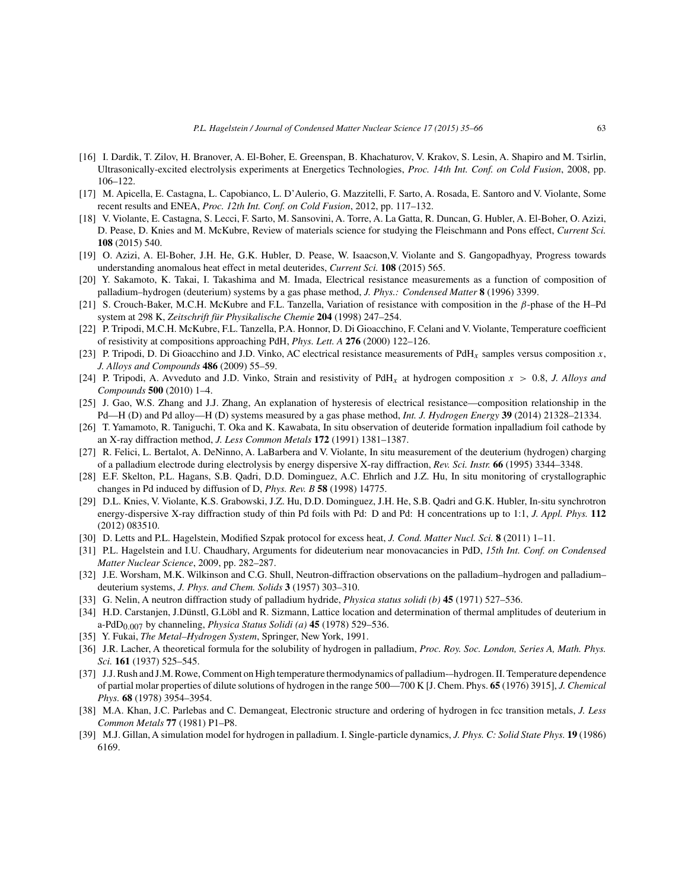[16] I. Dardik, T. Zilov, H. Branover, A. El-Boher, E. Greenspan, B. Khachaturov, V. Krakov, S. Lesin, A. Shapiro and M. Tsirlin, Ultrasonically-excited electrolysis experiments at Energetics Technologies, *Proc. 14th Int. Conf. on Cold Fusion*, 2008, pp. 106–122.

[17] M. Apicella, E. Castagna, L. Capobianco, L. D'Aulerio, G. Mazzitelli, F. Sarto, A. Rosada, E. Santoro and V. Violante, Some recent results and ENEA, *Proc. 12th Int. Conf. on Cold Fusion*, 2012, pp. 117–132.

[18] V. Violante, E. Castagna, S. Lecci, F. Sarto, M. Sansovini, A. Torre, A. La Gatta, R. Duncan, G. Hubler, A. El-Boher, O. Azizi, D. Pease, D. Knies and M. McKubre, Review of materials science for studying the Fleischmann and Pons effect, *Current Sci.* **108** (2015) 540.

[19] O. Azizi, A. El-Boher, J.H. He, G.K. Hubler, D. Pease, W. Isaacson,V. Violante and S. Gangopadhyay, Progress towards understanding anomalous heat effect in metal deuterides, *Current Sci.* **108** (2015) 565.

[20] Y. Sakamoto, K. Takai, I. Takashima and M. Imada, Electrical resistance measurements as a function of composition of palladium–hydrogen (deuterium) systems by a gas phase method, *J. Phys.: Condensed Matter* **8** (1996) 3399.

[21] S. Crouch-Baker, M.C.H. McKubre and F.L. Tanzella, Variation of resistance with composition in the $\beta$-phase of the H–Pd system at 298 K, *Zeitschrift für Physikalische Chemie* **204** (1998) 247–254.

[22] P. Tripodi, M.C.H. McKubre, F.L. Tanzella, P.A. Honnor, D. Di Gioacchino, F. Celani and V. Violante, Temperature coefficient of resistivity at compositions approaching PdH, *Phys. Lett. A* **276** (2000) 122–126.

[23] P. Tripodi, D. Di Gioacchino and J.D. Vinko, AC electrical resistance measurements of $PdH_x$ samples versus composition $x$, *J. Alloys and Compounds* **486** (2009) 55–59.

[24] P. Tripodi, A. Avveduto and J.D. Vinko, Strain and resistivity of $PdH_x$ at hydrogen composition $x > 0.8$, *J. Alloys and Compounds* **500** (2010) 1–4.

[25] J. Gao, W.S. Zhang and J.J. Zhang, An explanation of hysteresis of electrical resistance—composition relationship in the Pd—H (D) and Pd alloy—H (D) systems measured by a gas phase method, *Int. J. Hydrogen Energy* **39** (2014) 21328–21334.

[26] T. Yamamoto, R. Taniguchi, T. Oka and K. Kawabata, In situ observation of deuteride formation inpalladium foil cathode by an X-ray diffraction method, *J. Less Common Metals* **172** (1991) 1381–1387.

[27] R. Felici, L. Bertalot, A. DeNinno, A. LaBarbera and V. Violante, In situ measurement of the deuterium (hydrogen) charging of a palladium electrode during electrolysis by energy dispersive X-ray diffraction, *Rev. Sci. Instr.* **66** (1995) 3344–3348.

[28] E.F. Skelton, P.L. Hagans, S.B. Qadri, D.D. Dominguez, A.C. Ehrlich and J.Z. Hu, In situ monitoring of crystallographic changes in Pd induced by diffusion of D, *Phys. Rev. B* **58** (1998) 14775.

[29] D.L. Knies, V. Violante, K.S. Grabowski, J.Z. Hu, D.D. Dominguez, J.H. He, S.B. Qadri and G.K. Hubler, In-situ synchrotron energy-dispersive X-ray diffraction study of thin Pd foils with Pd: D and Pd: H concentrations up to 1:1, *J. Appl. Phys.* **112** (2012) 083510.

[30] D. Letts and P.L. Hagelstein, Modified Szpak protocol for excess heat, *J. Cond. Matter Nucl. Sci.* **8** (2011) 1–11.

[31] P.L. Hagelstein and I.U. Chaudhary, Arguments for dideuterium near monovacancies in PdD, *15th Int. Conf. on Condensed Matter Nuclear Science*, 2009, pp. 282–287.

[32] J.E. Worsham, M.K. Wilkinson and C.G. Shull, Neutron-diffraction observations on the palladium–hydrogen and palladium–deuterium systems, *J. Phys. and Chem. Solids* **3** (1957) 303–310.

[33] G. Nelin, A neutron diffraction study of palladium hydride, *Physica status solidi (b)* **45** (1971) 527–536.

[34] H.D. Carstanjen, J.Dünstl, G.Löbl and R. Sizmann, Lattice location and determination of thermal amplitudes of deuterium in a-$PdD_{0.007}$ by channeling, *Physica Status Solidi (a)* **45** (1978) 529–536.

[35] Y. Fukai, *The Metal–Hydrogen System*, Springer, New York, 1991.

[36] J.R. Lacher, A theoretical formula for the solubility of hydrogen in palladium, *Proc. Roy. Soc. London, Series A, Math. Phys. Sci.* **161** (1937) 525–545.

[37] J.J. Rush and J.M. Rowe, Comment on High temperature thermodynamics of palladium—hydrogen. II. Temperature dependence of partial molar properties of dilute solutions of hydrogen in the range 500—700 K [J. Chem. Phys. **65** (1976) 3915], *J. Chemical Phys.* **68** (1978) 3954–3954.

[38] M.A. Khan, J.C. Parlebas and C. Demangeat, Electronic structure and ordering of hydrogen in fcc transition metals, *J. Less Common Metals* **77** (1981) P1–P8.

[39] M.J. Gillan, A simulation model for hydrogen in palladium. I. Single-particle dynamics, *J. Phys. C: Solid State Phys.* **19** (1986) 6169.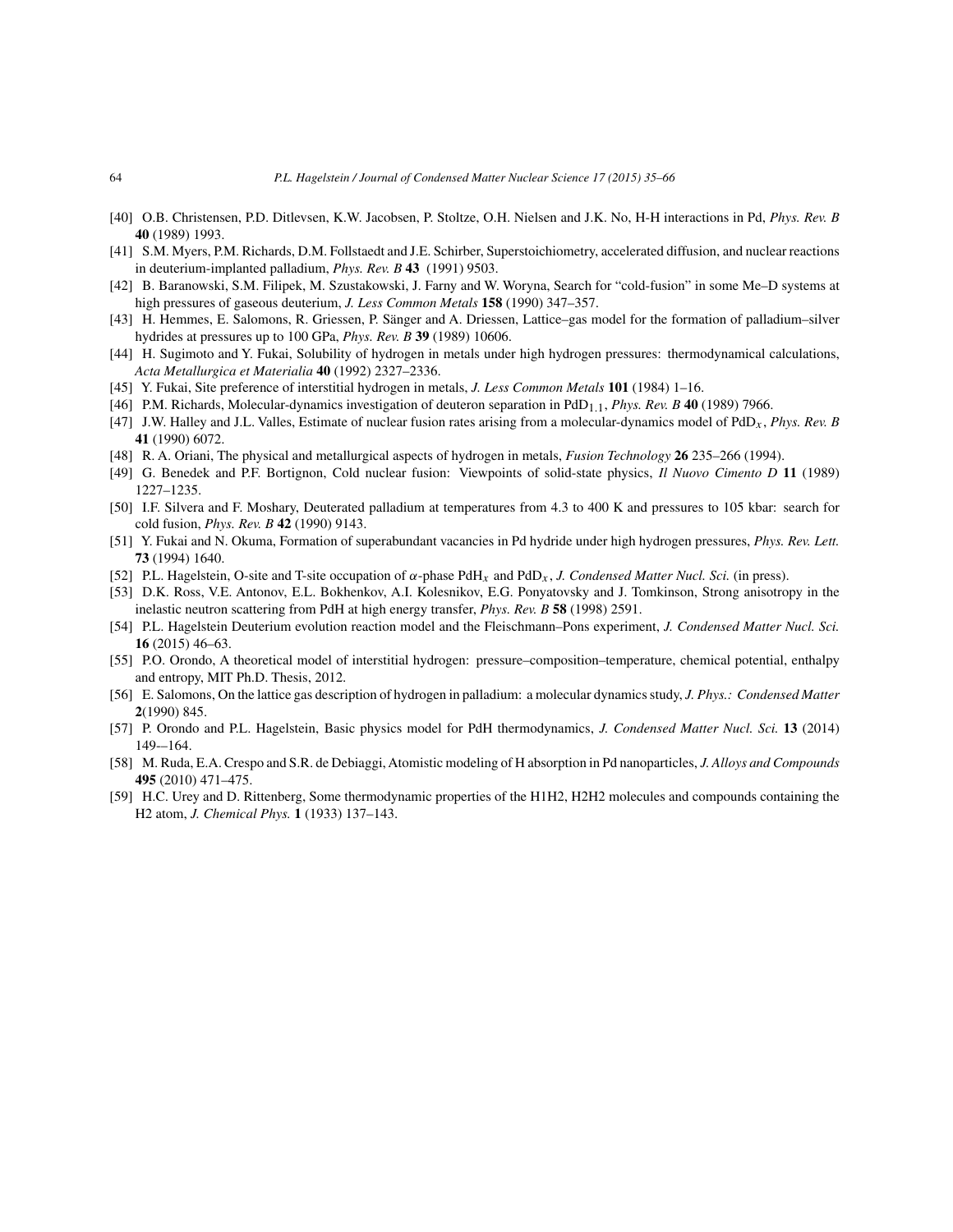[40] O.B. Christensen, P.D. Ditlevsen, K.W. Jacobsen, P. Stoltze, O.H. Nielsen and J.K. No, H-H interactions in Pd, *Phys. Rev. B* **40** (1989) 1993.

[41] S.M. Myers, P.M. Richards, D.M. Follstaedt and J.E. Schirber, Superstoichiometry, accelerated diffusion, and nuclear reactions in deuterium-implanted palladium, *Phys. Rev. B* **43** (1991) 9503.

[42] B. Baranowski, S.M. Filipek, M. Szustakowski, J. Farny and W. Woryna, Search for "cold-fusion" in some Me–D systems at high pressures of gaseous deuterium, *J. Less Common Metals* **158** (1990) 347–357.

[43] H. Hemmes, E. Salomons, R. Griessen, P. Sänger and A. Driessen, Lattice–gas model for the formation of palladium–silver hydrides at pressures up to 100 GPa, *Phys. Rev. B* **39** (1989) 10606.

[44] H. Sugimoto and Y. Fukai, Solubility of hydrogen in metals under high hydrogen pressures: thermodynamical calculations, *Acta Metallurgica et Materialia* **40** (1992) 2327–2336.

[45] Y. Fukai, Site preference of interstitial hydrogen in metals, *J. Less Common Metals* **101** (1984) 1–16.

[46] P.M. Richards, Molecular-dynamics investigation of deuteron separation in $PdD_{1.1}$, *Phys. Rev. B* **40** (1989) 7966.

[47] J.W. Halley and J.L. Valles, Estimate of nuclear fusion rates arising from a molecular-dynamics model of $PdD_x$, *Phys. Rev. B* **41** (1990) 6072.

[48] R. A. Oriani, The physical and metallurgical aspects of hydrogen in metals, *Fusion Technology* **26** 235–266 (1994).

[49] G. Benedek and P.F. Bortignon, Cold nuclear fusion: Viewpoints of solid-state physics, *Il Nuovo Cimento D* **11** (1989) 1227–1235.

[50] I.F. Silvera and F. Moshary, Deuterated palladium at temperatures from 4.3 to 400 K and pressures to 105 kbar: search for cold fusion, *Phys. Rev. B* **42** (1990) 9143.

[51] Y. Fukai and N. Okuma, Formation of superabundant vacancies in Pd hydride under high hydrogen pressures, *Phys. Rev. Lett.* **73** (1994) 1640.

[52] P.L. Hagelstein, O-site and T-site occupation of $\alpha$-phase $PdH_x$ and $PdD_x$, *J. Condensed Matter Nucl. Sci.* (in press).

[53] D.K. Ross, V.E. Antonov, E.L. Bokhenkov, A.I. Kolesnikov, E.G. Ponyatovsky and J. Tomkinson, Strong anisotropy in the inelastic neutron scattering from PdH at high energy transfer, *Phys. Rev. B* **58** (1998) 2591.

[54] P.L. Hagelstein Deuterium evolution reaction model and the Fleischmann–Pons experiment, *J. Condensed Matter Nucl. Sci.* **16** (2015) 46–63.

[55] P.O. Orondo, A theoretical model of interstitial hydrogen: pressure–composition–temperature, chemical potential, enthalpy and entropy, MIT Ph.D. Thesis, 2012.

[56] E. Salomons, On the lattice gas description of hydrogen in palladium: a molecular dynamics study, *J. Phys.: Condensed Matter* **2**(1990) 845.

[57] P. Orondo and P.L. Hagelstein, Basic physics model for PdH thermodynamics, *J. Condensed Matter Nucl. Sci.* **13** (2014) 149-–164.

[58] M. Ruda, E.A. Crespo and S.R. de Debiaggi, Atomistic modeling of H absorption in Pd nanoparticles, *J. Alloys and Compounds* **495** (2010) 471–475.

[59] H.C. Urey and D. Rittenberg, Some thermodynamic properties of the H1H2, H2H2 molecules and compounds containing the H2 atom, *J. Chemical Phys.* **1** (1933) 137–143.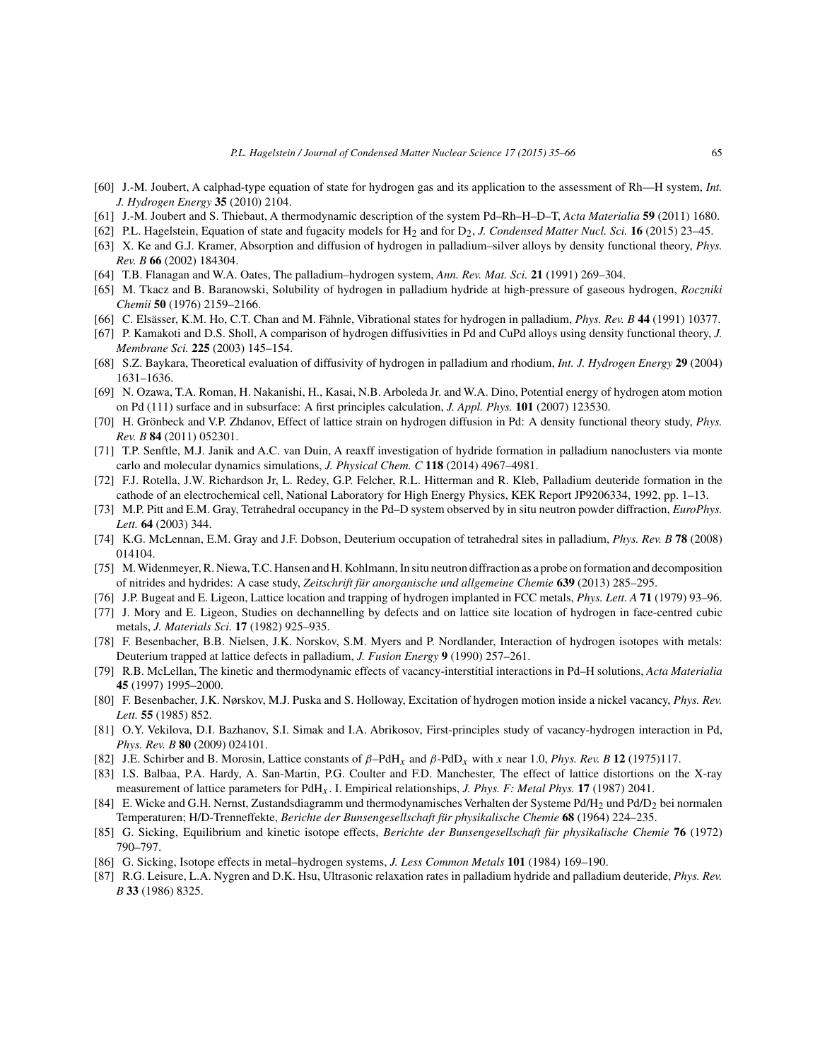[60] J.-M. Joubert, A calphad-type equation of state for hydrogen gas and its application to the assessment of Rh—H system, *Int. J. Hydrogen Energy* **35** (2010) 2104.

[61] J.-M. Joubert and S. Thiebaut, A thermodynamic description of the system Pd–Rh–H–D–T, *Acta Materialia* **59** (2011) 1680.

[62] P.L. Hagelstein, Equation of state and fugacity models for $H_2$ and for $D_2$, *J. Condensed Matter Nucl. Sci.* **16** (2015) 23–45.

[63] X. Ke and G.J. Kramer, Absorption and diffusion of hydrogen in palladium–silver alloys by density functional theory, *Phys. Rev. B* **66** (2002) 184304.

[64] T.B. Flanagan and W.A. Oates, The palladium–hydrogen system, *Ann. Rev. Mat. Sci.* **21** (1991) 269–304.

[65] M. Tkacz and B. Baranowski, Solubility of hydrogen in palladium hydride at high-pressure of gaseous hydrogen, *Roczniki Chemii* **50** (1976) 2159–2166.

[66] C. Elsässer, K.M. Ho, C.T. Chan and M. Fähnle, Vibrational states for hydrogen in palladium, *Phys. Rev. B* **44** (1991) 10377.

[67] P. Kamakoti and D.S. Sholl, A comparison of hydrogen diffusivities in Pd and CuPd alloys using density functional theory, *J. Membrane Sci.* **225** (2003) 145–154.

[68] S.Z. Baykara, Theoretical evaluation of diffusivity of hydrogen in palladium and rhodium, *Int. J. Hydrogen Energy* **29** (2004) 1631–1636.

[69] N. Ozawa, T.A. Roman, H. Nakanishi, H., Kasai, N.B. Arboleda Jr. and W.A. Dino, Potential energy of hydrogen atom motion on Pd (111) surface and in subsurface: A first principles calculation, *J. Appl. Phys.* **101** (2007) 123530.

[70] H. Grönbeck and V.P. Zhdanov, Effect of lattice strain on hydrogen diffusion in Pd: A density functional theory study, *Phys. Rev. B* **84** (2011) 052301.

[71] T.P. Senftle, M.J. Janik and A.C. van Duin, A reaxff investigation of hydride formation in palladium nanoclusters via monte carlo and molecular dynamics simulations, *J. Physical Chem. C* **118** (2014) 4967–4981.

[72] F.J. Rotella, J.W. Richardson Jr, L. Redey, G.P. Felcher, R.L. Hitterman and R. Kleb, Palladium deuteride formation in the cathode of an electrochemical cell, National Laboratory for High Energy Physics, KEK Report JP9206334, 1992, pp. 1–13.

[73] M.P. Pitt and E.M. Gray, Tetrahedral occupancy in the Pd–D system observed by in situ neutron powder diffraction, *EuroPhys. Lett.* **64** (2003) 344.

[74] K.G. McLennan, E.M. Gray and J.F. Dobson, Deuterium occupation of tetrahedral sites in palladium, *Phys. Rev. B* **78** (2008) 014104.

[75] M. Widenmeyer, R. Niewa, T.C. Hansen and H. Kohlmann, In situ neutron diffraction as a probe on formation and decomposition of nitrides and hydrides: A case study, *Zeitschrift für anorganische und allgemeine Chemie* **639** (2013) 285–295.

[76] J.P. Bugeat and E. Ligeon, Lattice location and trapping of hydrogen implanted in FCC metals, *Phys. Lett. A* **71** (1979) 93–96.

[77] J. Mory and E. Ligeon, Studies on dechannelling by defects and on lattice site location of hydrogen in face-centred cubic metals, *J. Materials Sci.* **17** (1982) 925–935.

[78] F. Besenbacher, B.B. Nielsen, J.K. Norskov, S.M. Myers and P. Nordlander, Interaction of hydrogen isotopes with metals: Deuterium trapped at lattice defects in palladium, *J. Fusion Energy* **9** (1990) 257–261.

[79] R.B. McLellan, The kinetic and thermodynamic effects of vacancy-interstitial interactions in Pd–H solutions, *Acta Materialia* **45** (1997) 1995–2000.

[80] F. Besenbacher, J.K. Nørskov, M.J. Puska and S. Holloway, Excitation of hydrogen motion inside a nickel vacancy, *Phys. Rev. Lett.* **55** (1985) 852.

[81] O.Y. Vekilova, D.I. Bazhanov, S.I. Simak and I.A. Abrikosov, First-principles study of vacancy-hydrogen interaction in Pd, *Phys. Rev. B* **80** (2009) 024101.

[82] J.E. Schirber and B. Morosin, Lattice constants of $\beta$–$PdH_x$ and $\beta$-$PdD_x$ with $x$ near 1.0, *Phys. Rev. B* **12** (1975)117.

[83] I.S. Balbaa, P.A. Hardy, A. San-Martin, P.G. Coulter and F.D. Manchester, The effect of lattice distortions on the X-ray measurement of lattice parameters for $PdH_x$. I. Empirical relationships, *J. Phys. F: Metal Phys.* **17** (1987) 2041.

[84] E. Wicke and G.H. Nernst, Zustandsdiagramm und thermodynamisches Verhalten der Systeme Pd/$H_2$ und Pd/$D_2$ bei normalen Temperaturen; H/D-Trenneffekte, *Berichte der Bunsengesellschaft für physikalische Chemie* **68** (1964) 224–235.

[85] G. Sicking, Equilibrium and kinetic isotope effects, *Berichte der Bunsengesellschaft für physikalische Chemie* **76** (1972) 790–797.

[86] G. Sicking, Isotope effects in metal–hydrogen systems, *J. Less Common Metals* **101** (1984) 169–190.

[87] R.G. Leisure, L.A. Nygren and D.K. Hsu, Ultrasonic relaxation rates in palladium hydride and palladium deuteride, *Phys. Rev. B* **33** (1986) 8325.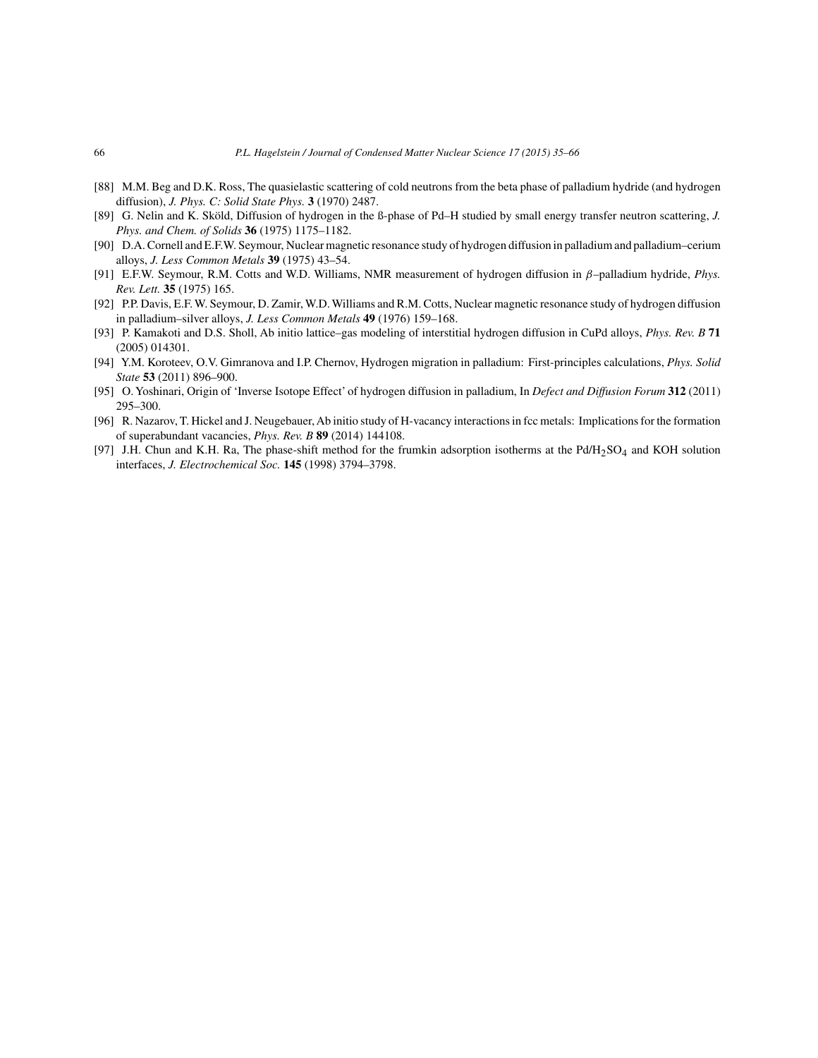[88] M.M. Beg and D.K. Ross, The quasielastic scattering of cold neutrons from the beta phase of palladium hydride (and hydrogen diffusion), *J. Phys. C: Solid State Phys.* **3** (1970) 2487.

[89] G. Nelin and K. Sköld, Diffusion of hydrogen in the ß-phase of Pd–H studied by small energy transfer neutron scattering, *J. Phys. and Chem. of Solids* **36** (1975) 1175–1182.

[90] D.A. Cornell and E.F.W. Seymour, Nuclear magnetic resonance study of hydrogen diffusion in palladium and palladium–cerium alloys, *J. Less Common Metals* **39** (1975) 43–54.

[91] E.F.W. Seymour, R.M. Cotts and W.D. Williams, NMR measurement of hydrogen diffusion in $\beta$–palladium hydride, *Phys. Rev. Lett.* **35** (1975) 165.

[92] P.P. Davis, E.F. W. Seymour, D. Zamir, W.D. Williams and R.M. Cotts, Nuclear magnetic resonance study of hydrogen diffusion in palladium–silver alloys, *J. Less Common Metals* **49** (1976) 159–168.

[93] P. Kamakoti and D.S. Sholl, Ab initio lattice–gas modeling of interstitial hydrogen diffusion in CuPd alloys, *Phys. Rev. B* **71** (2005) 014301.

[94] Y.M. Koroteev, O.V. Gimranova and I.P. Chernov, Hydrogen migration in palladium: First-principles calculations, *Phys. Solid State* **53** (2011) 896–900.

[95] O. Yoshinari, Origin of 'Inverse Isotope Effect' of hydrogen diffusion in palladium, In *Defect and Diffusion Forum* **312** (2011) 295–300.

[96] R. Nazarov, T. Hickel and J. Neugebauer, Ab initio study of H-vacancy interactions in fcc metals: Implications for the formation of superabundant vacancies, *Phys. Rev. B* **89** (2014) 144108.

[97] J.H. Chun and K.H. Ra, The phase-shift method for the frumkin adsorption isotherms at the Pd/$H_2SO_4$ and KOH solution interfaces, *J. Electrochemical Soc.* **145** (1998) 3794–3798.